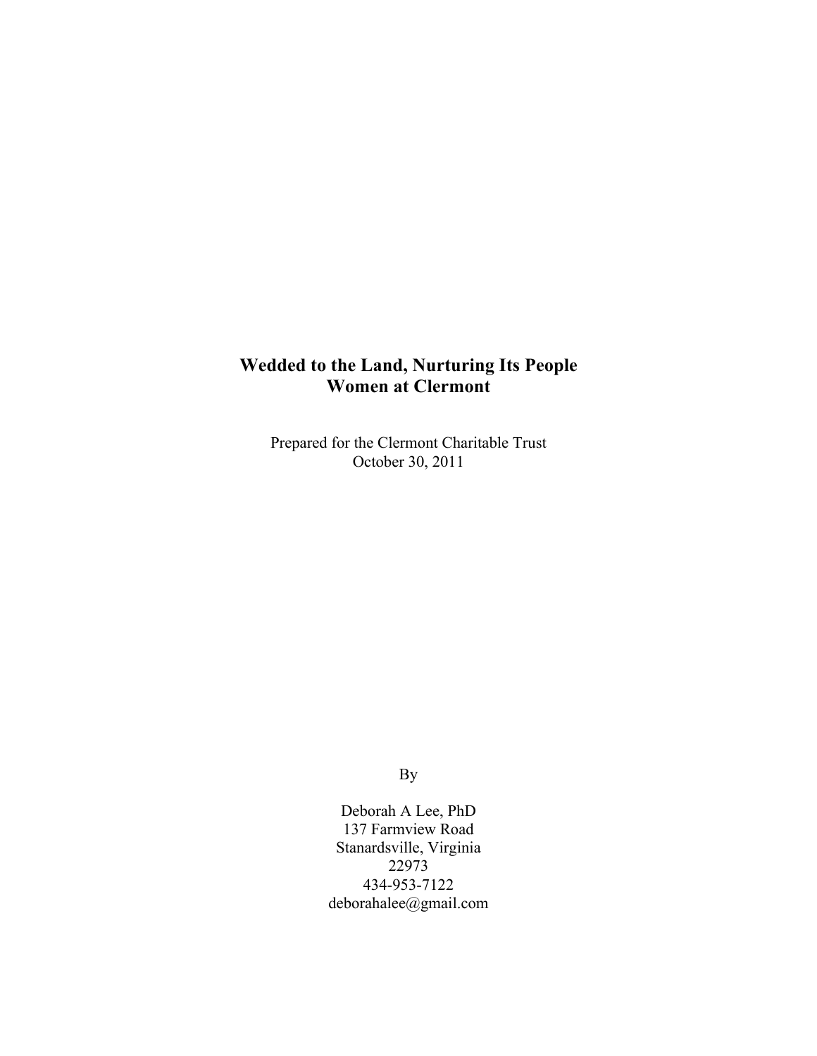# Wedded to the Land, Nurturing Its People
# Women at Clermont

Prepared for the Clermont Charitable Trust
October 30, 2011

By

Deborah A Lee, PhD
137 Farmview Road
Stanardsville, Virginia
22973
434-953-7122
deborahalee@gmail.com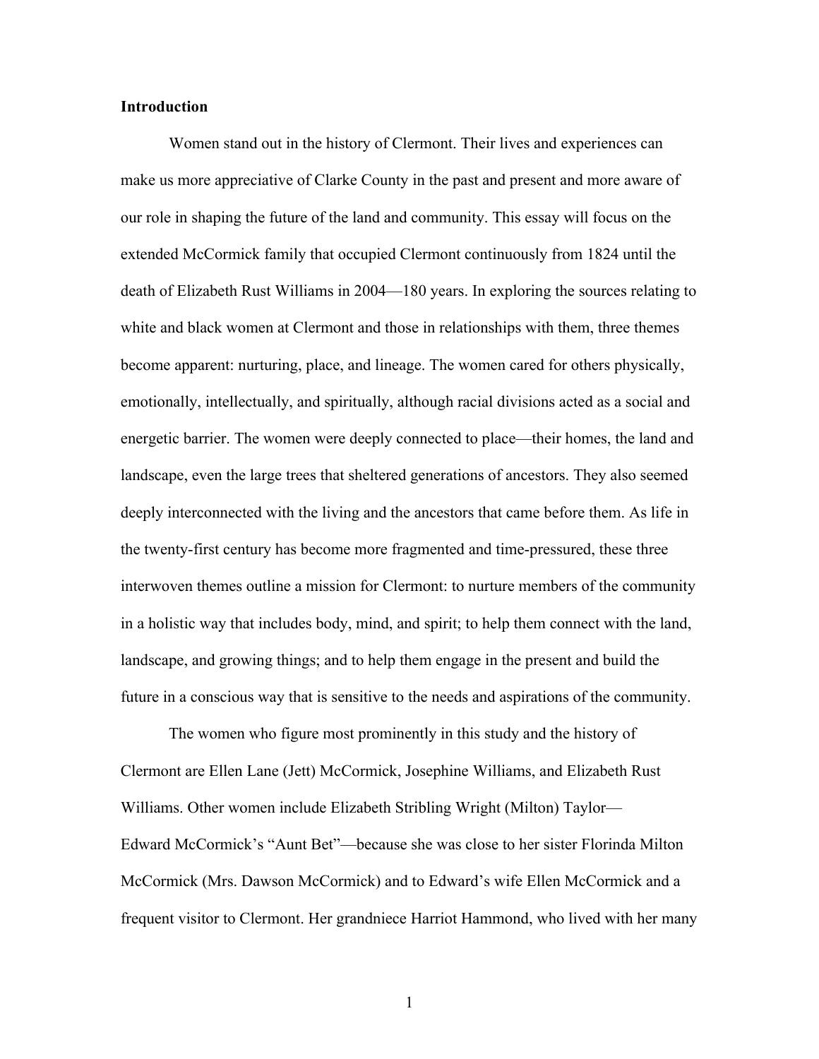**Introduction**

Women stand out in the history of Clermont. Their lives and experiences can make us more appreciative of Clarke County in the past and present and more aware of our role in shaping the future of the land and community. This essay will focus on the extended McCormick family that occupied Clermont continuously from 1824 until the death of Elizabeth Rust Williams in 2004—180 years. In exploring the sources relating to white and black women at Clermont and those in relationships with them, three themes become apparent: nurturing, place, and lineage. The women cared for others physically, emotionally, intellectually, and spiritually, although racial divisions acted as a social and energetic barrier. The women were deeply connected to place—their homes, the land and landscape, even the large trees that sheltered generations of ancestors. They also seemed deeply interconnected with the living and the ancestors that came before them. As life in the twenty-first century has become more fragmented and time-pressured, these three interwoven themes outline a mission for Clermont: to nurture members of the community in a holistic way that includes body, mind, and spirit; to help them connect with the land, landscape, and growing things; and to help them engage in the present and build the future in a conscious way that is sensitive to the needs and aspirations of the community.

The women who figure most prominently in this study and the history of Clermont are Ellen Lane (Jett) McCormick, Josephine Williams, and Elizabeth Rust Williams. Other women include Elizabeth Stribling Wright (Milton) Taylor—Edward McCormick's "Aunt Bet"—because she was close to her sister Florinda Milton McCormick (Mrs. Dawson McCormick) and to Edward's wife Ellen McCormick and a frequent visitor to Clermont. Her grandniece Harriot Hammond, who lived with her many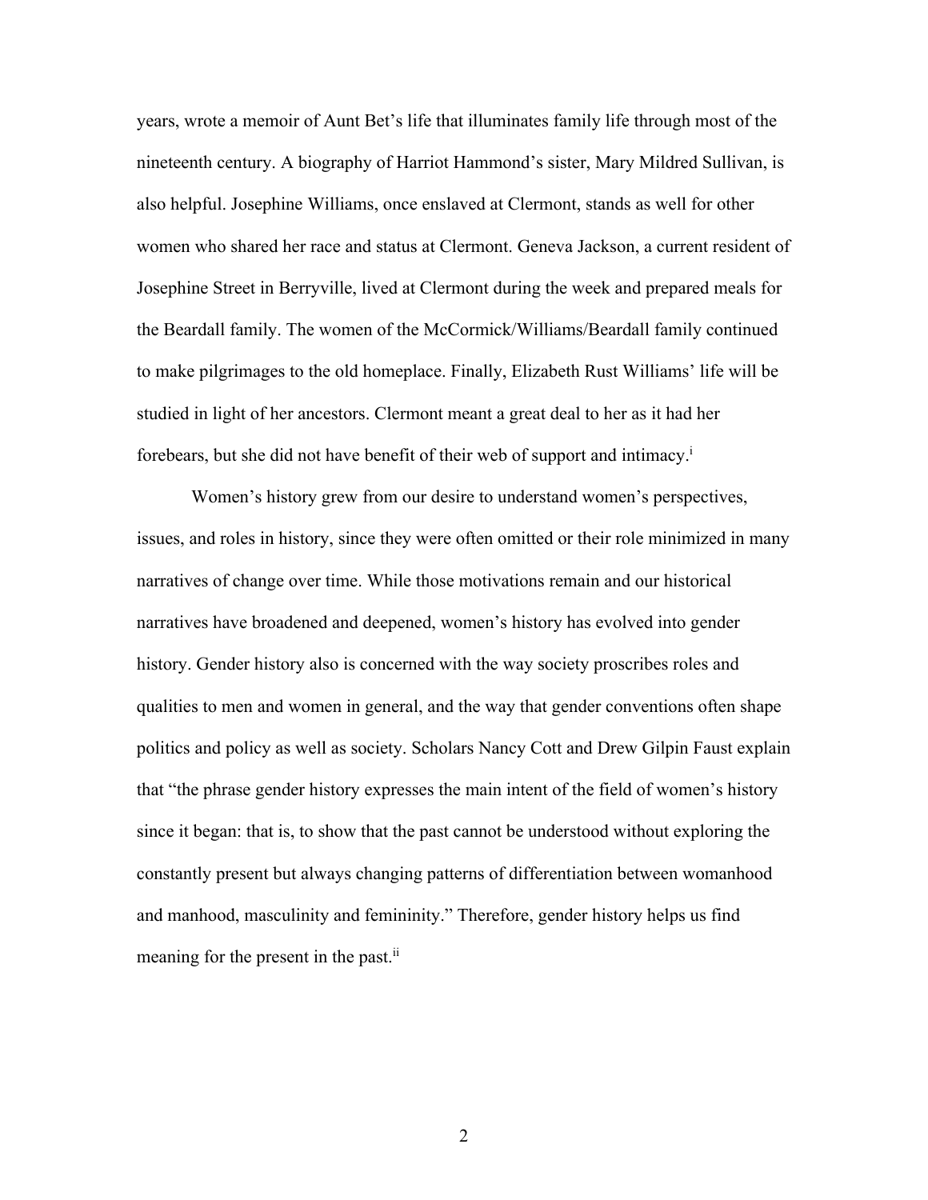years, wrote a memoir of Aunt Bet's life that illuminates family life through most of the nineteenth century. A biography of Harriot Hammond's sister, Mary Mildred Sullivan, is also helpful. Josephine Williams, once enslaved at Clermont, stands as well for other women who shared her race and status at Clermont. Geneva Jackson, a current resident of Josephine Street in Berryville, lived at Clermont during the week and prepared meals for the Beardall family. The women of the McCormick/Williams/Beardall family continued to make pilgrimages to the old homeplace. Finally, Elizabeth Rust Williams' life will be studied in light of her ancestors. Clermont meant a great deal to her as it had her forebears, but she did not have benefit of their web of support and intimacy.[i]

Women's history grew from our desire to understand women's perspectives, issues, and roles in history, since they were often omitted or their role minimized in many narratives of change over time. While those motivations remain and our historical narratives have broadened and deepened, women's history has evolved into gender history. Gender history also is concerned with the way society proscribes roles and qualities to men and women in general, and the way that gender conventions often shape politics and policy as well as society. Scholars Nancy Cott and Drew Gilpin Faust explain that "the phrase gender history expresses the main intent of the field of women's history since it began: that is, to show that the past cannot be understood without exploring the constantly present but always changing patterns of differentiation between womanhood and manhood, masculinity and femininity." Therefore, gender history helps us find meaning for the present in the past.[ii]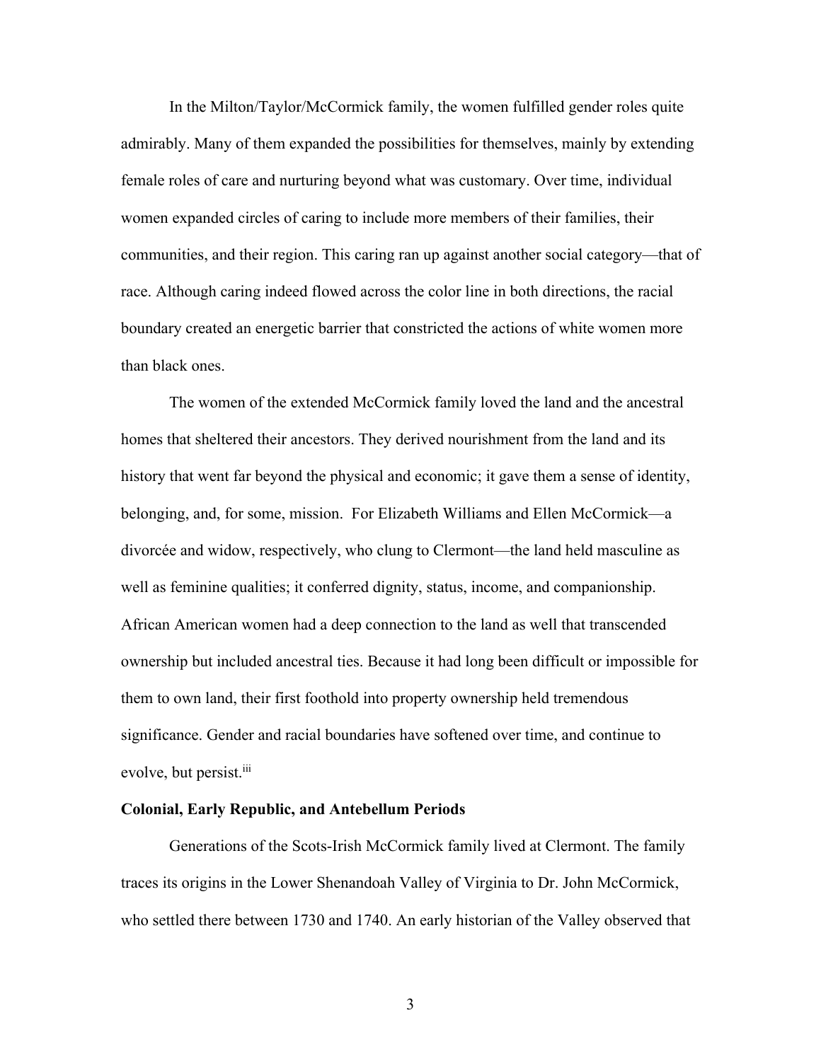In the Milton/Taylor/McCormick family, the women fulfilled gender roles quite admirably. Many of them expanded the possibilities for themselves, mainly by extending female roles of care and nurturing beyond what was customary. Over time, individual women expanded circles of caring to include more members of their families, their communities, and their region. This caring ran up against another social category—that of race. Although caring indeed flowed across the color line in both directions, the racial boundary created an energetic barrier that constricted the actions of white women more than black ones.

The women of the extended McCormick family loved the land and the ancestral homes that sheltered their ancestors. They derived nourishment from the land and its history that went far beyond the physical and economic; it gave them a sense of identity, belonging, and, for some, mission. For Elizabeth Williams and Ellen McCormick—a divorcée and widow, respectively, who clung to Clermont—the land held masculine as well as feminine qualities; it conferred dignity, status, income, and companionship. African American women had a deep connection to the land as well that transcended ownership but included ancestral ties. Because it had long been difficult or impossible for them to own land, their first foothold into property ownership held tremendous significance. Gender and racial boundaries have softened over time, and continue to evolve, but persist.[iii]

**Colonial, Early Republic, and Antebellum Periods**

Generations of the Scots-Irish McCormick family lived at Clermont. The family traces its origins in the Lower Shenandoah Valley of Virginia to Dr. John McCormick, who settled there between 1730 and 1740. An early historian of the Valley observed that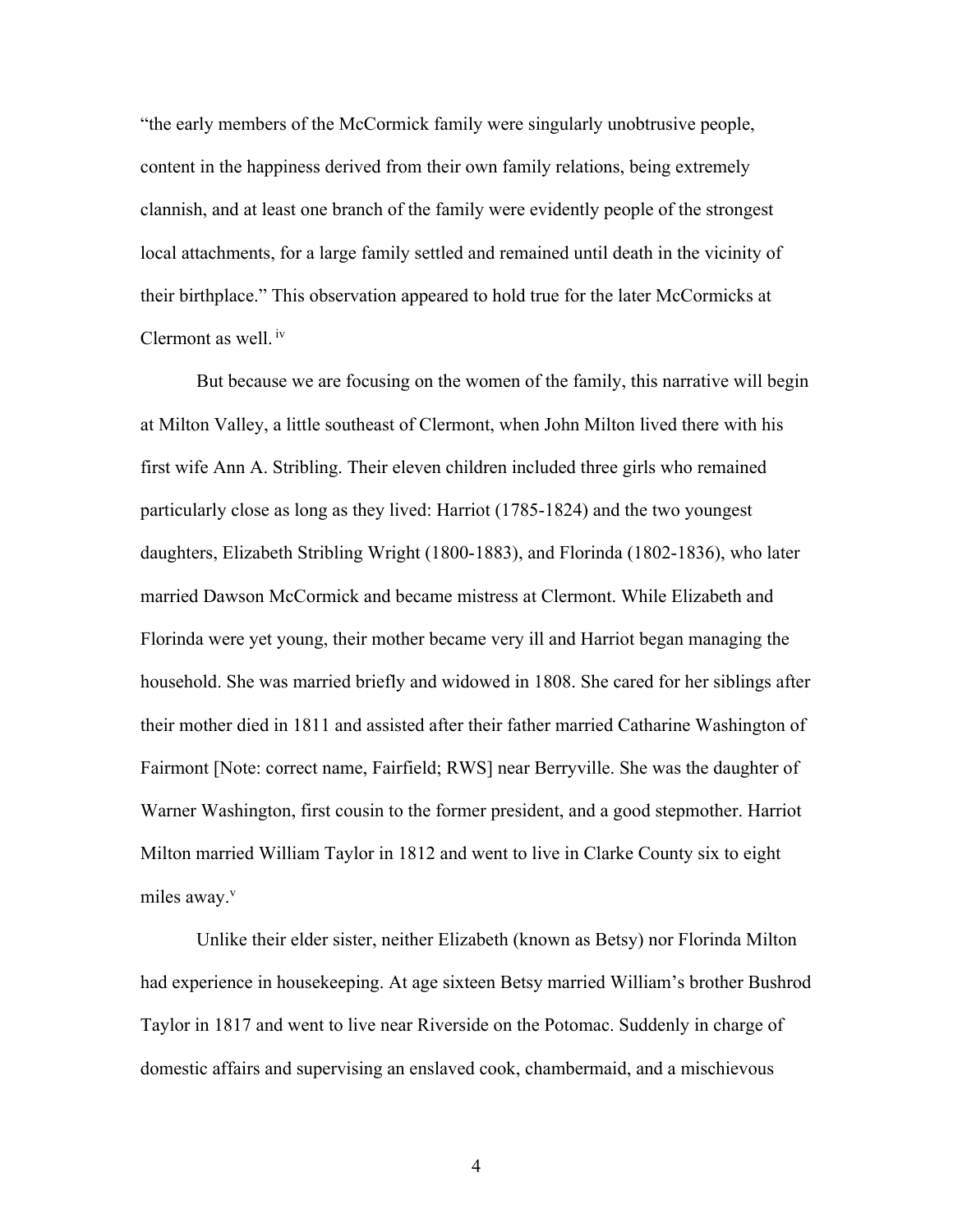“the early members of the McCormick family were singularly unobtrusive people, content in the happiness derived from their own family relations, being extremely clannish, and at least one branch of the family were evidently people of the strongest local attachments, for a large family settled and remained until death in the vicinity of their birthplace.” This observation appeared to hold true for the later McCormicks at Clermont as well.[iv]

But because we are focusing on the women of the family, this narrative will begin at Milton Valley, a little southeast of Clermont, when John Milton lived there with his first wife Ann A. Stribling. Their eleven children included three girls who remained particularly close as long as they lived: Harriot (1785-1824) and the two youngest daughters, Elizabeth Stribling Wright (1800-1883), and Florinda (1802-1836), who later married Dawson McCormick and became mistress at Clermont. While Elizabeth and Florinda were yet young, their mother became very ill and Harriot began managing the household. She was married briefly and widowed in 1808. She cared for her siblings after their mother died in 1811 and assisted after their father married Catharine Washington of Fairmont [Note: correct name, Fairfield; RWS] near Berryville. She was the daughter of Warner Washington, first cousin to the former president, and a good stepmother. Harriot Milton married William Taylor in 1812 and went to live in Clarke County six to eight miles away.[v]

Unlike their elder sister, neither Elizabeth (known as Betsy) nor Florinda Milton had experience in housekeeping. At age sixteen Betsy married William’s brother Bushrod Taylor in 1817 and went to live near Riverside on the Potomac. Suddenly in charge of domestic affairs and supervising an enslaved cook, chambermaid, and a mischievous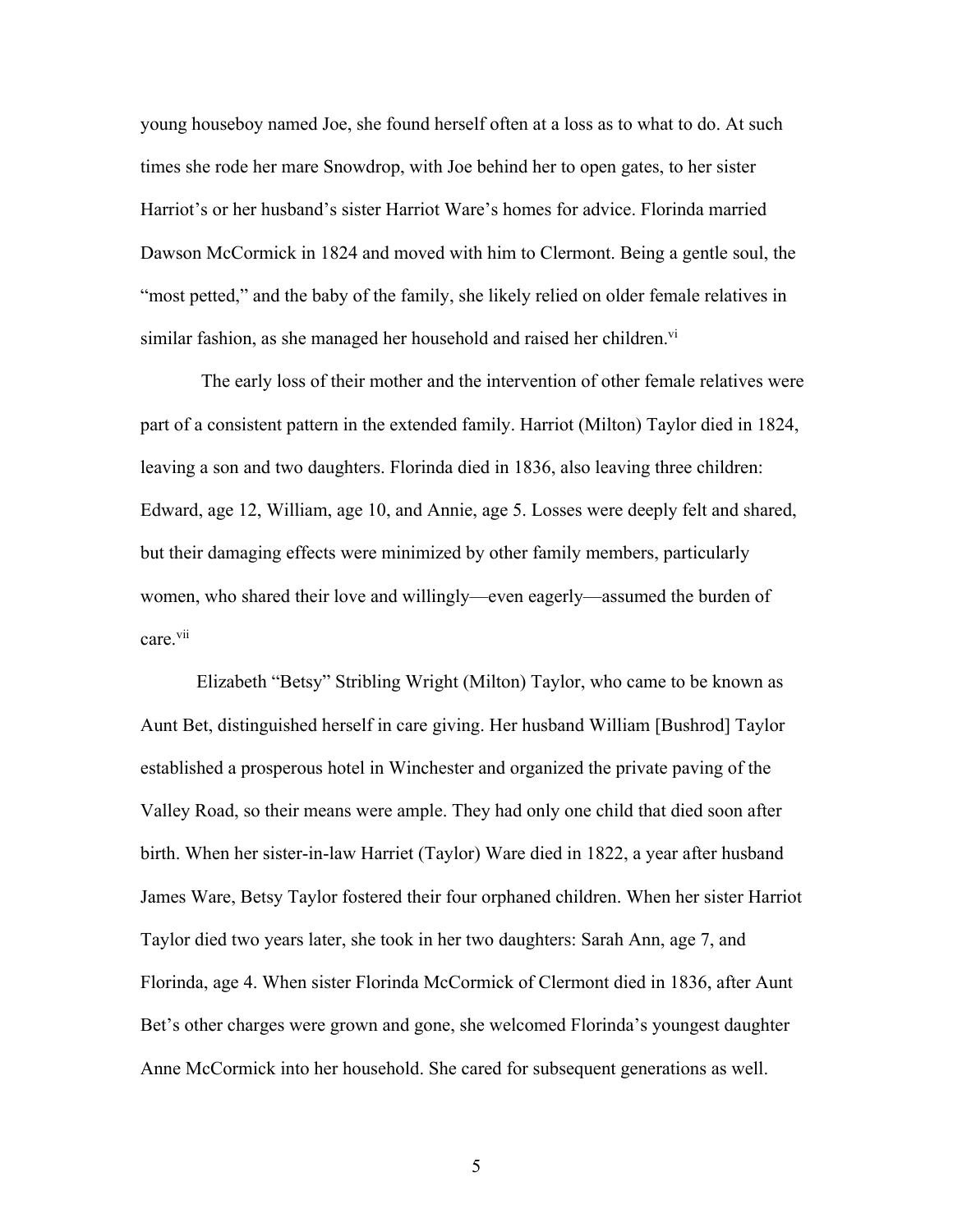young houseboy named Joe, she found herself often at a loss as to what to do. At such times she rode her mare Snowdrop, with Joe behind her to open gates, to her sister Harriot's or her husband's sister Harriot Ware's homes for advice. Florinda married Dawson McCormick in 1824 and moved with him to Clermont. Being a gentle soul, the "most petted," and the baby of the family, she likely relied on older female relatives in similar fashion, as she managed her household and raised her children.[vi]

The early loss of their mother and the intervention of other female relatives were part of a consistent pattern in the extended family. Harriot (Milton) Taylor died in 1824, leaving a son and two daughters. Florinda died in 1836, also leaving three children: Edward, age 12, William, age 10, and Annie, age 5. Losses were deeply felt and shared, but their damaging effects were minimized by other family members, particularly women, who shared their love and willingly—even eagerly—assumed the burden of care.[vii]

Elizabeth "Betsy" Stribling Wright (Milton) Taylor, who came to be known as Aunt Bet, distinguished herself in care giving. Her husband William [Bushrod] Taylor established a prosperous hotel in Winchester and organized the private paving of the Valley Road, so their means were ample. They had only one child that died soon after birth. When her sister-in-law Harriet (Taylor) Ware died in 1822, a year after husband James Ware, Betsy Taylor fostered their four orphaned children. When her sister Harriot Taylor died two years later, she took in her two daughters: Sarah Ann, age 7, and Florinda, age 4. When sister Florinda McCormick of Clermont died in 1836, after Aunt Bet's other charges were grown and gone, she welcomed Florinda's youngest daughter Anne McCormick into her household. She cared for subsequent generations as well.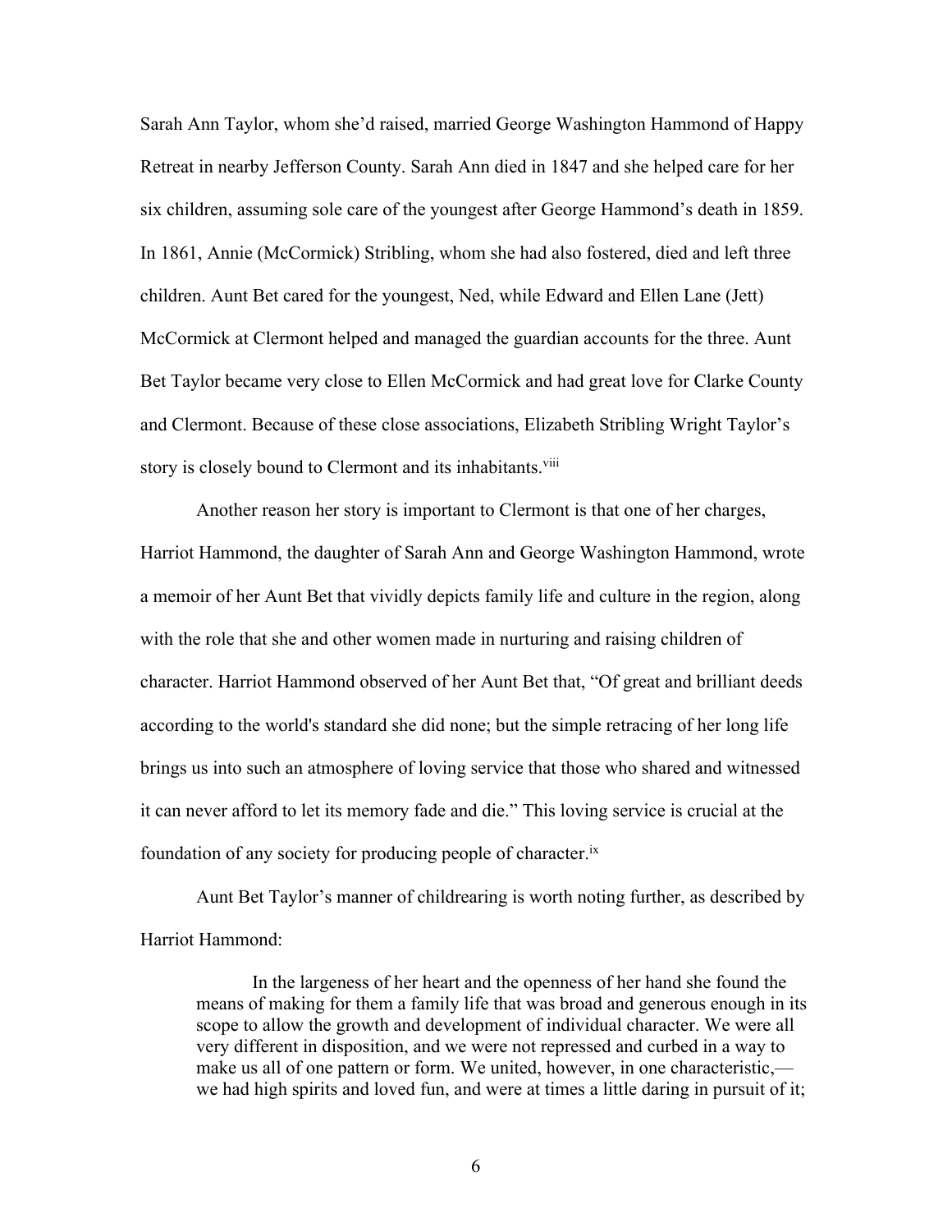Sarah Ann Taylor, whom she'd raised, married George Washington Hammond of Happy Retreat in nearby Jefferson County. Sarah Ann died in 1847 and she helped care for her six children, assuming sole care of the youngest after George Hammond's death in 1859. In 1861, Annie (McCormick) Stribling, whom she had also fostered, died and left three children. Aunt Bet cared for the youngest, Ned, while Edward and Ellen Lane (Jett) McCormick at Clermont helped and managed the guardian accounts for the three. Aunt Bet Taylor became very close to Ellen McCormick and had great love for Clarke County and Clermont. Because of these close associations, Elizabeth Stribling Wright Taylor's story is closely bound to Clermont and its inhabitants.[viii]

Another reason her story is important to Clermont is that one of her charges, Harriot Hammond, the daughter of Sarah Ann and George Washington Hammond, wrote a memoir of her Aunt Bet that vividly depicts family life and culture in the region, along with the role that she and other women made in nurturing and raising children of character. Harriot Hammond observed of her Aunt Bet that, "Of great and brilliant deeds according to the world's standard she did none; but the simple retracing of her long life brings us into such an atmosphere of loving service that those who shared and witnessed it can never afford to let its memory fade and die." This loving service is crucial at the foundation of any society for producing people of character.[ix]

Aunt Bet Taylor's manner of childrearing is worth noting further, as described by Harriot Hammond:

> In the largeness of her heart and the openness of her hand she found the means of making for them a family life that was broad and generous enough in its scope to allow the growth and development of individual character. We were all very different in disposition, and we were not repressed and curbed in a way to make us all of one pattern or form. We united, however, in one characteristic,—we had high spirits and loved fun, and were at times a little daring in pursuit of it;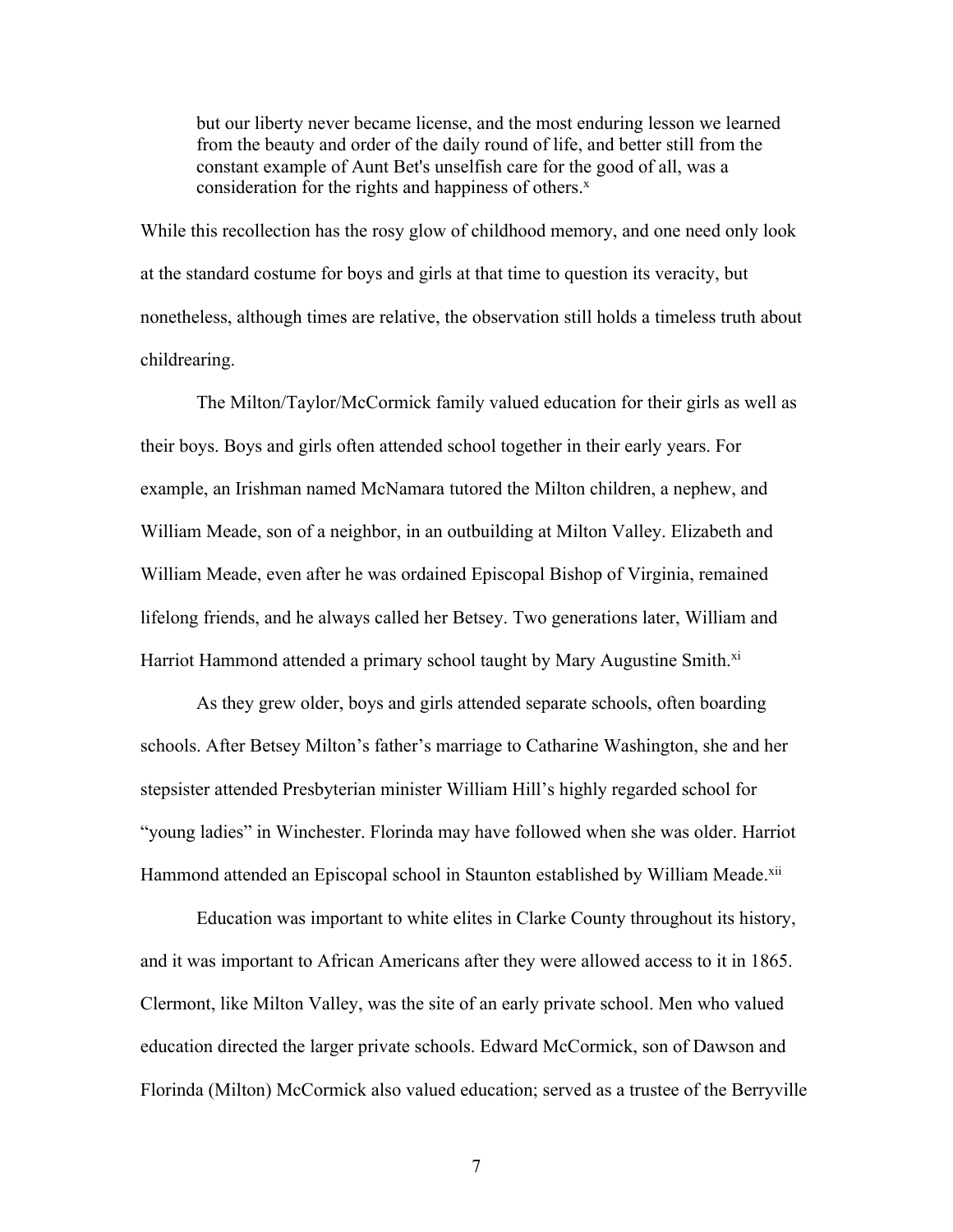> but our liberty never became license, and the most enduring lesson we learned from the beauty and order of the daily round of life, and better still from the constant example of Aunt Bet's unselfish care for the good of all, was a consideration for the rights and happiness of others.[x]

While this recollection has the rosy glow of childhood memory, and one need only look at the standard costume for boys and girls at that time to question its veracity, but nonetheless, although times are relative, the observation still holds a timeless truth about childrearing.

The Milton/Taylor/McCormick family valued education for their girls as well as their boys. Boys and girls often attended school together in their early years. For example, an Irishman named McNamara tutored the Milton children, a nephew, and William Meade, son of a neighbor, in an outbuilding at Milton Valley. Elizabeth and William Meade, even after he was ordained Episcopal Bishop of Virginia, remained lifelong friends, and he always called her Betsey. Two generations later, William and Harriot Hammond attended a primary school taught by Mary Augustine Smith.[xi]

As they grew older, boys and girls attended separate schools, often boarding schools. After Betsey Milton's father's marriage to Catharine Washington, she and her stepsister attended Presbyterian minister William Hill's highly regarded school for "young ladies" in Winchester. Florinda may have followed when she was older. Harriot Hammond attended an Episcopal school in Staunton established by William Meade.[xii]

Education was important to white elites in Clarke County throughout its history, and it was important to African Americans after they were allowed access to it in 1865. Clermont, like Milton Valley, was the site of an early private school. Men who valued education directed the larger private schools. Edward McCormick, son of Dawson and Florinda (Milton) McCormick also valued education; served as a trustee of the Berryville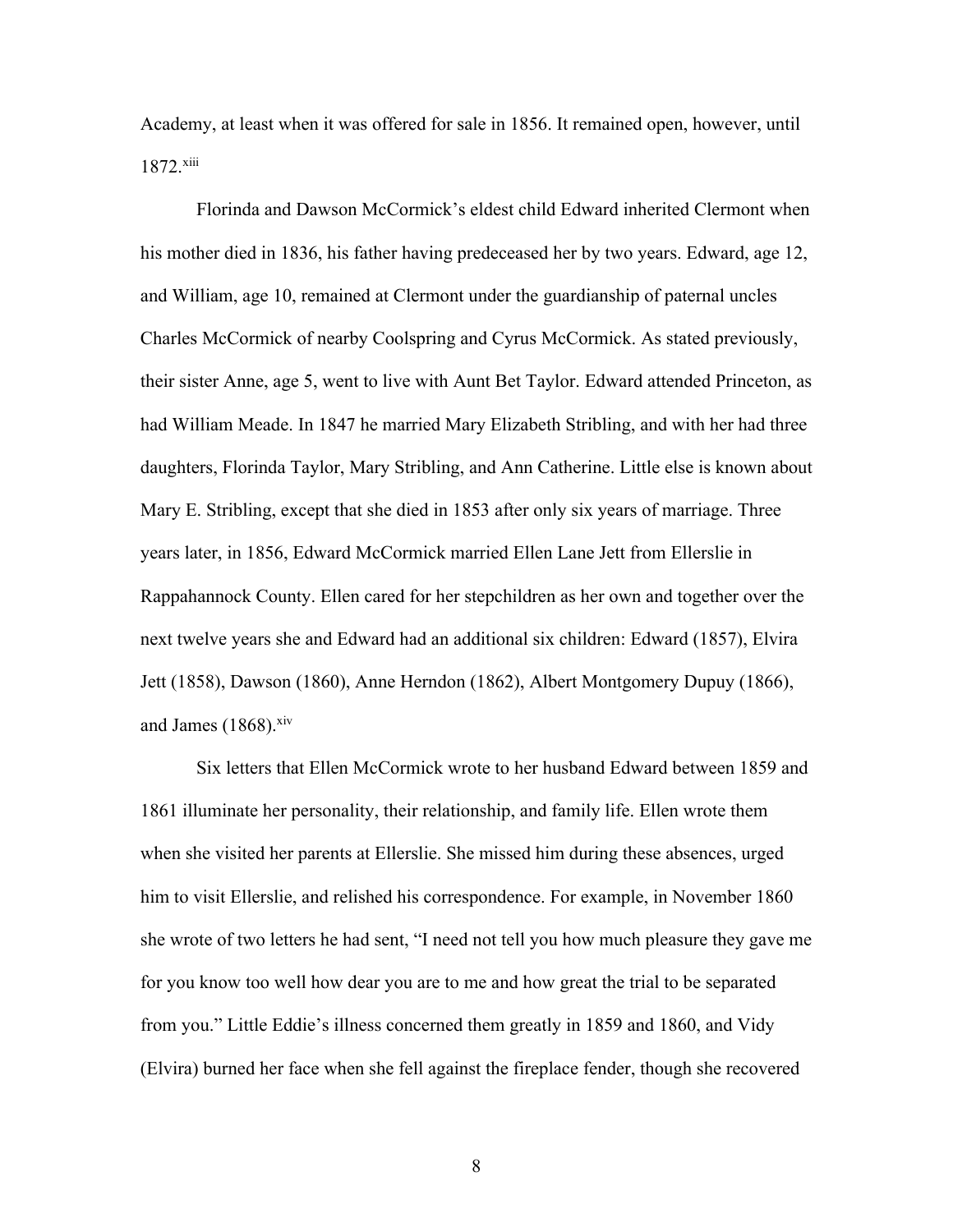Academy, at least when it was offered for sale in 1856. It remained open, however, until 1872.[xiii]

Florinda and Dawson McCormick's eldest child Edward inherited Clermont when his mother died in 1836, his father having predeceased her by two years. Edward, age 12, and William, age 10, remained at Clermont under the guardianship of paternal uncles Charles McCormick of nearby Coolspring and Cyrus McCormick. As stated previously, their sister Anne, age 5, went to live with Aunt Bet Taylor. Edward attended Princeton, as had William Meade. In 1847 he married Mary Elizabeth Stribling, and with her had three daughters, Florinda Taylor, Mary Stribling, and Ann Catherine. Little else is known about Mary E. Stribling, except that she died in 1853 after only six years of marriage. Three years later, in 1856, Edward McCormick married Ellen Lane Jett from Ellerslie in Rappahannock County. Ellen cared for her stepchildren as her own and together over the next twelve years she and Edward had an additional six children: Edward (1857), Elvira Jett (1858), Dawson (1860), Anne Herndon (1862), Albert Montgomery Dupuy (1866), and James (1868).[xiv]

Six letters that Ellen McCormick wrote to her husband Edward between 1859 and 1861 illuminate her personality, their relationship, and family life. Ellen wrote them when she visited her parents at Ellerslie. She missed him during these absences, urged him to visit Ellerslie, and relished his correspondence. For example, in November 1860 she wrote of two letters he had sent, "I need not tell you how much pleasure they gave me for you know too well how dear you are to me and how great the trial to be separated from you." Little Eddie's illness concerned them greatly in 1859 and 1860, and Vidy (Elvira) burned her face when she fell against the fireplace fender, though she recovered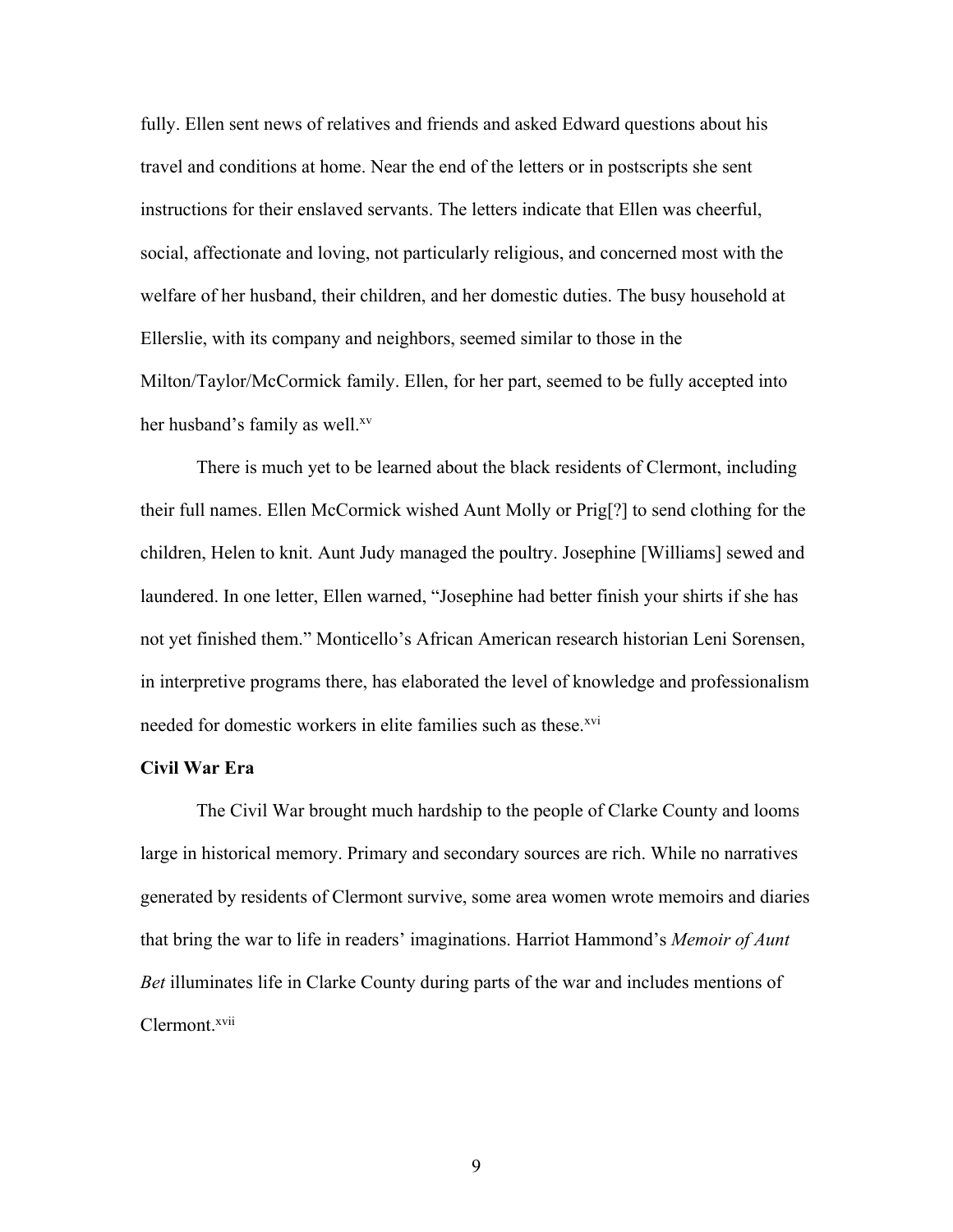fully. Ellen sent news of relatives and friends and asked Edward questions about his travel and conditions at home. Near the end of the letters or in postscripts she sent instructions for their enslaved servants. The letters indicate that Ellen was cheerful, social, affectionate and loving, not particularly religious, and concerned most with the welfare of her husband, their children, and her domestic duties. The busy household at Ellerslie, with its company and neighbors, seemed similar to those in the Milton/Taylor/McCormick family. Ellen, for her part, seemed to be fully accepted into her husband's family as well.[xv]

There is much yet to be learned about the black residents of Clermont, including their full names. Ellen McCormick wished Aunt Molly or Prig[?] to send clothing for the children, Helen to knit. Aunt Judy managed the poultry. Josephine [Williams] sewed and laundered. In one letter, Ellen warned, "Josephine had better finish your shirts if she has not yet finished them." Monticello's African American research historian Leni Sorensen, in interpretive programs there, has elaborated the level of knowledge and professionalism needed for domestic workers in elite families such as these.[xvi]

### Civil War Era

The Civil War brought much hardship to the people of Clarke County and looms large in historical memory. Primary and secondary sources are rich. While no narratives generated by residents of Clermont survive, some area women wrote memoirs and diaries that bring the war to life in readers' imaginations. Harriot Hammond's *Memoir of Aunt Bet* illuminates life in Clarke County during parts of the war and includes mentions of Clermont.[xvii]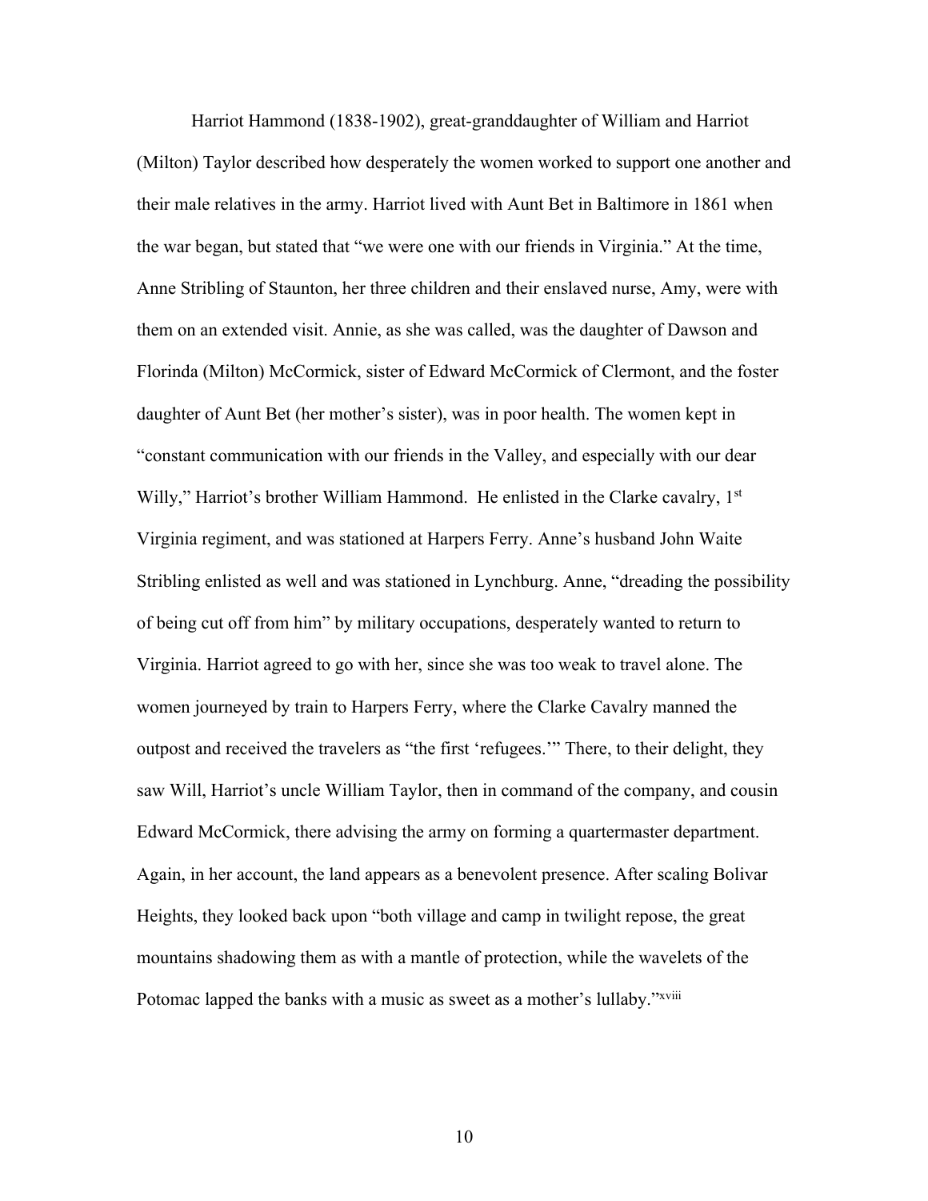Harriot Hammond (1838-1902), great-granddaughter of William and Harriot (Milton) Taylor described how desperately the women worked to support one another and their male relatives in the army. Harriot lived with Aunt Bet in Baltimore in 1861 when the war began, but stated that "we were one with our friends in Virginia." At the time, Anne Stribling of Staunton, her three children and their enslaved nurse, Amy, were with them on an extended visit. Annie, as she was called, was the daughter of Dawson and Florinda (Milton) McCormick, sister of Edward McCormick of Clermont, and the foster daughter of Aunt Bet (her mother's sister), was in poor health. The women kept in "constant communication with our friends in the Valley, and especially with our dear Willy," Harriot's brother William Hammond. He enlisted in the Clarke cavalry, 1st Virginia regiment, and was stationed at Harpers Ferry. Anne's husband John Waite Stribling enlisted as well and was stationed in Lynchburg. Anne, "dreading the possibility of being cut off from him" by military occupations, desperately wanted to return to Virginia. Harriot agreed to go with her, since she was too weak to travel alone. The women journeyed by train to Harpers Ferry, where the Clarke Cavalry manned the outpost and received the travelers as "the first 'refugees.'" There, to their delight, they saw Will, Harriot's uncle William Taylor, then in command of the company, and cousin Edward McCormick, there advising the army on forming a quartermaster department. Again, in her account, the land appears as a benevolent presence. After scaling Bolivar Heights, they looked back upon "both village and camp in twilight repose, the great mountains shadowing them as with a mantle of protection, while the wavelets of the Potomac lapped the banks with a music as sweet as a mother's lullaby."[xviii]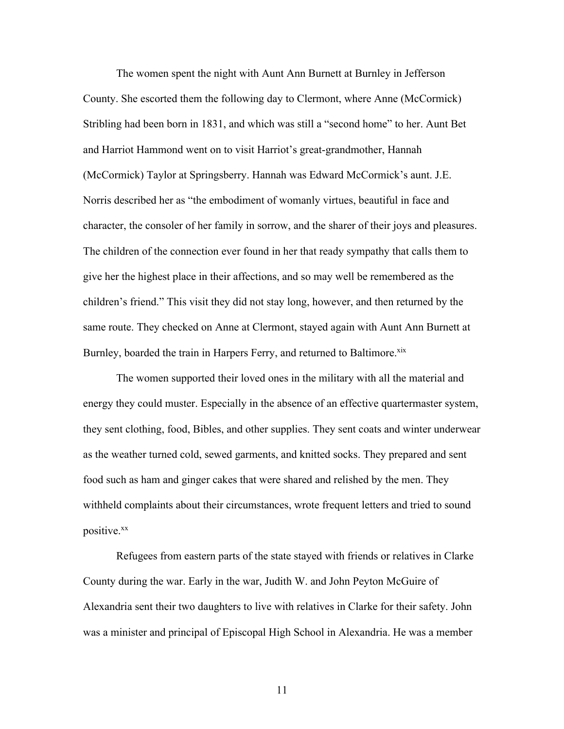The women spent the night with Aunt Ann Burnett at Burnley in Jefferson County. She escorted them the following day to Clermont, where Anne (McCormick) Stribling had been born in 1831, and which was still a "second home" to her. Aunt Bet and Harriot Hammond went on to visit Harriot's great-grandmother, Hannah (McCormick) Taylor at Springsberry. Hannah was Edward McCormick's aunt. J.E. Norris described her as "the embodiment of womanly virtues, beautiful in face and character, the consoler of her family in sorrow, and the sharer of their joys and pleasures. The children of the connection ever found in her that ready sympathy that calls them to give her the highest place in their affections, and so may well be remembered as the children's friend." This visit they did not stay long, however, and then returned by the same route. They checked on Anne at Clermont, stayed again with Aunt Ann Burnett at Burnley, boarded the train in Harpers Ferry, and returned to Baltimore.[xix]

The women supported their loved ones in the military with all the material and energy they could muster. Especially in the absence of an effective quartermaster system, they sent clothing, food, Bibles, and other supplies. They sent coats and winter underwear as the weather turned cold, sewed garments, and knitted socks. They prepared and sent food such as ham and ginger cakes that were shared and relished by the men. They withheld complaints about their circumstances, wrote frequent letters and tried to sound positive.[xx]

Refugees from eastern parts of the state stayed with friends or relatives in Clarke County during the war. Early in the war, Judith W. and John Peyton McGuire of Alexandria sent their two daughters to live with relatives in Clarke for their safety. John was a minister and principal of Episcopal High School in Alexandria. He was a member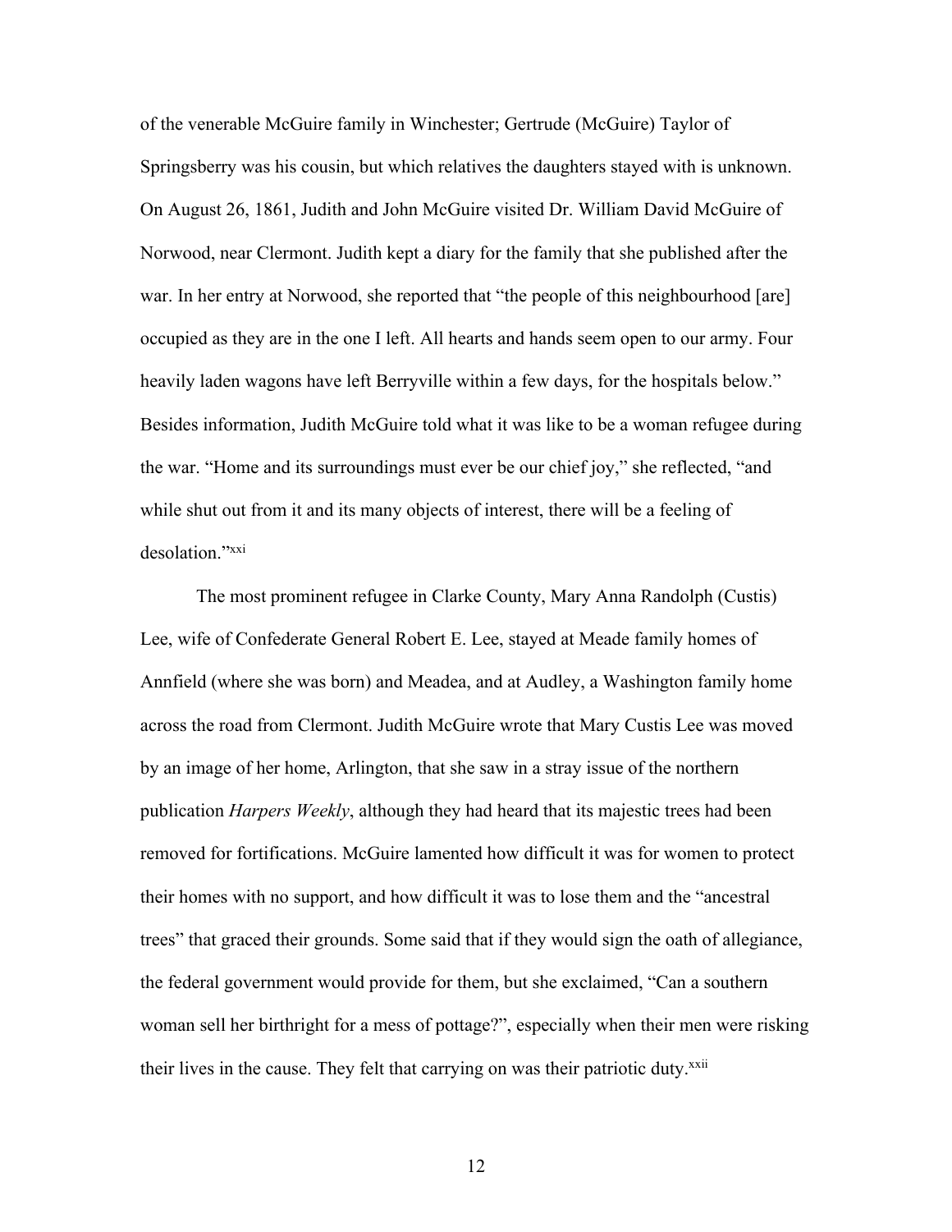of the venerable McGuire family in Winchester; Gertrude (McGuire) Taylor of Springsberry was his cousin, but which relatives the daughters stayed with is unknown. On August 26, 1861, Judith and John McGuire visited Dr. William David McGuire of Norwood, near Clermont. Judith kept a diary for the family that she published after the war. In her entry at Norwood, she reported that "the people of this neighbourhood [are] occupied as they are in the one I left. All hearts and hands seem open to our army. Four heavily laden wagons have left Berryville within a few days, for the hospitals below." Besides information, Judith McGuire told what it was like to be a woman refugee during the war. "Home and its surroundings must ever be our chief joy," she reflected, "and while shut out from it and its many objects of interest, there will be a feeling of desolation."[xxi]

The most prominent refugee in Clarke County, Mary Anna Randolph (Custis) Lee, wife of Confederate General Robert E. Lee, stayed at Meade family homes of Annfield (where she was born) and Meadea, and at Audley, a Washington family home across the road from Clermont. Judith McGuire wrote that Mary Custis Lee was moved by an image of her home, Arlington, that she saw in a stray issue of the northern publication *Harpers Weekly*, although they had heard that its majestic trees had been removed for fortifications. McGuire lamented how difficult it was for women to protect their homes with no support, and how difficult it was to lose them and the "ancestral trees" that graced their grounds. Some said that if they would sign the oath of allegiance, the federal government would provide for them, but she exclaimed, "Can a southern woman sell her birthright for a mess of pottage?", especially when their men were risking their lives in the cause. They felt that carrying on was their patriotic duty.[xxii]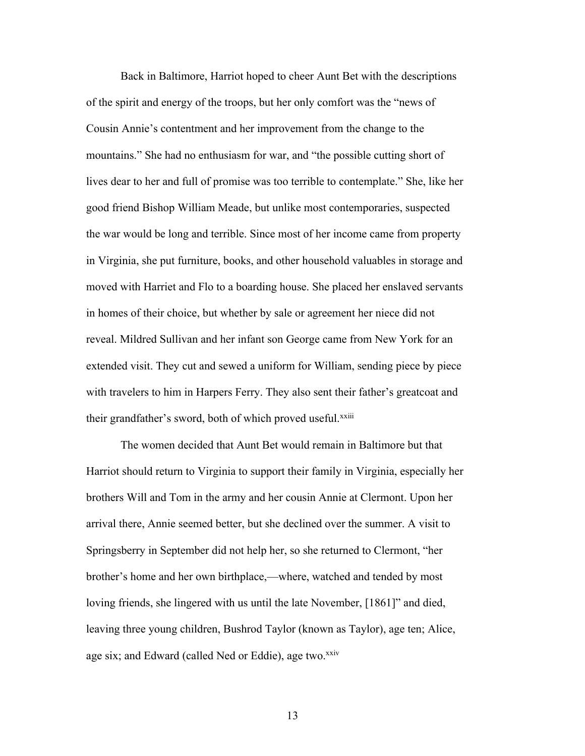Back in Baltimore, Harriot hoped to cheer Aunt Bet with the descriptions of the spirit and energy of the troops, but her only comfort was the "news of Cousin Annie's contentment and her improvement from the change to the mountains." She had no enthusiasm for war, and "the possible cutting short of lives dear to her and full of promise was too terrible to contemplate." She, like her good friend Bishop William Meade, but unlike most contemporaries, suspected the war would be long and terrible. Since most of her income came from property in Virginia, she put furniture, books, and other household valuables in storage and moved with Harriet and Flo to a boarding house. She placed her enslaved servants in homes of their choice, but whether by sale or agreement her niece did not reveal. Mildred Sullivan and her infant son George came from New York for an extended visit. They cut and sewed a uniform for William, sending piece by piece with travelers to him in Harpers Ferry. They also sent their father's greatcoat and their grandfather's sword, both of which proved useful.[xxiii]

The women decided that Aunt Bet would remain in Baltimore but that Harriot should return to Virginia to support their family in Virginia, especially her brothers Will and Tom in the army and her cousin Annie at Clermont. Upon her arrival there, Annie seemed better, but she declined over the summer. A visit to Springsberry in September did not help her, so she returned to Clermont, "her brother's home and her own birthplace,—where, watched and tended by most loving friends, she lingered with us until the late November, [1861]" and died, leaving three young children, Bushrod Taylor (known as Taylor), age ten; Alice, age six; and Edward (called Ned or Eddie), age two.[xxiv]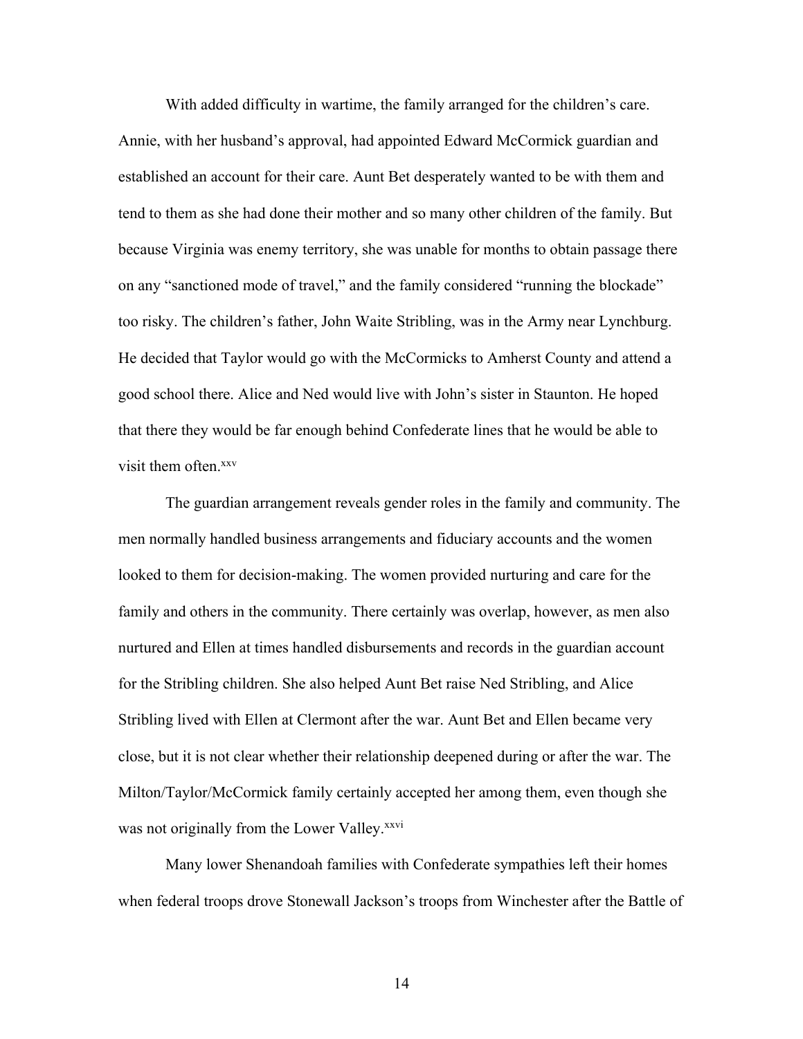With added difficulty in wartime, the family arranged for the children's care. Annie, with her husband's approval, had appointed Edward McCormick guardian and established an account for their care. Aunt Bet desperately wanted to be with them and tend to them as she had done their mother and so many other children of the family. But because Virginia was enemy territory, she was unable for months to obtain passage there on any "sanctioned mode of travel," and the family considered "running the blockade" too risky. The children's father, John Waite Stribling, was in the Army near Lynchburg. He decided that Taylor would go with the McCormicks to Amherst County and attend a good school there. Alice and Ned would live with John's sister in Staunton. He hoped that there they would be far enough behind Confederate lines that he would be able to visit them often.[xxv]

The guardian arrangement reveals gender roles in the family and community. The men normally handled business arrangements and fiduciary accounts and the women looked to them for decision-making. The women provided nurturing and care for the family and others in the community. There certainly was overlap, however, as men also nurtured and Ellen at times handled disbursements and records in the guardian account for the Stribling children. She also helped Aunt Bet raise Ned Stribling, and Alice Stribling lived with Ellen at Clermont after the war. Aunt Bet and Ellen became very close, but it is not clear whether their relationship deepened during or after the war. The Milton/Taylor/McCormick family certainly accepted her among them, even though she was not originally from the Lower Valley.[xxvi]

Many lower Shenandoah families with Confederate sympathies left their homes when federal troops drove Stonewall Jackson's troops from Winchester after the Battle of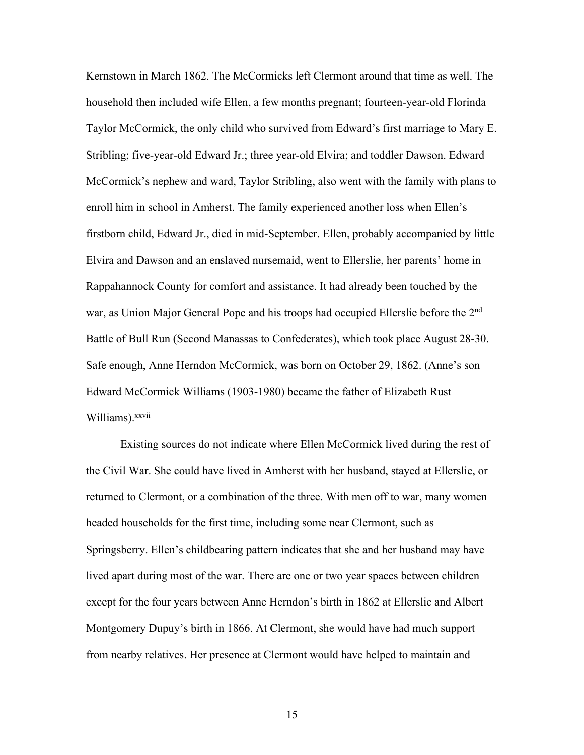Kernstown in March 1862. The McCormicks left Clermont around that time as well. The household then included wife Ellen, a few months pregnant; fourteen-year-old Florinda Taylor McCormick, the only child who survived from Edward's first marriage to Mary E. Stribling; five-year-old Edward Jr.; three year-old Elvira; and toddler Dawson. Edward McCormick's nephew and ward, Taylor Stribling, also went with the family with plans to enroll him in school in Amherst. The family experienced another loss when Ellen's firstborn child, Edward Jr., died in mid-September. Ellen, probably accompanied by little Elvira and Dawson and an enslaved nursemaid, went to Ellerslie, her parents' home in Rappahannock County for comfort and assistance. It had already been touched by the war, as Union Major General Pope and his troops had occupied Ellerslie before the 2nd Battle of Bull Run (Second Manassas to Confederates), which took place August 28-30. Safe enough, Anne Herndon McCormick, was born on October 29, 1862. (Anne's son Edward McCormick Williams (1903-1980) became the father of Elizabeth Rust Williams).[xxvii]

Existing sources do not indicate where Ellen McCormick lived during the rest of the Civil War. She could have lived in Amherst with her husband, stayed at Ellerslie, or returned to Clermont, or a combination of the three. With men off to war, many women headed households for the first time, including some near Clermont, such as Springsberry. Ellen's childbearing pattern indicates that she and her husband may have lived apart during most of the war. There are one or two year spaces between children except for the four years between Anne Herndon's birth in 1862 at Ellerslie and Albert Montgomery Dupuy's birth in 1866. At Clermont, she would have had much support from nearby relatives. Her presence at Clermont would have helped to maintain and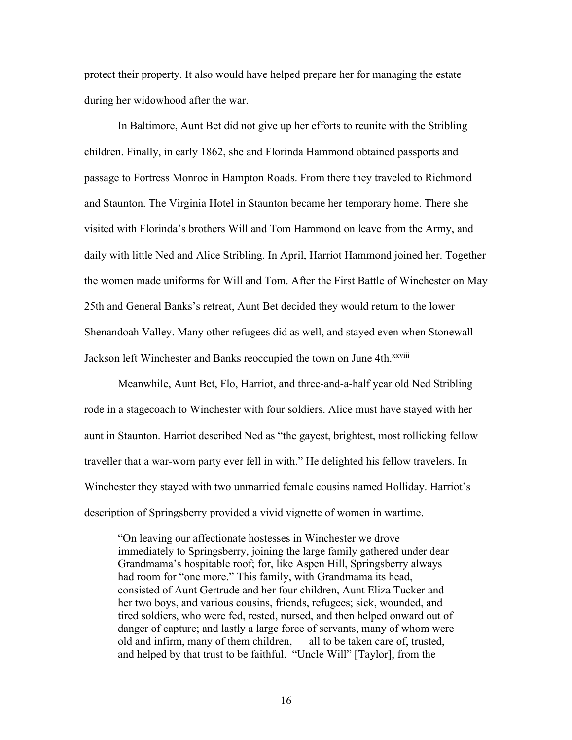protect their property. It also would have helped prepare her for managing the estate during her widowhood after the war.

In Baltimore, Aunt Bet did not give up her efforts to reunite with the Stribling children. Finally, in early 1862, she and Florinda Hammond obtained passports and passage to Fortress Monroe in Hampton Roads. From there they traveled to Richmond and Staunton. The Virginia Hotel in Staunton became her temporary home. There she visited with Florinda's brothers Will and Tom Hammond on leave from the Army, and daily with little Ned and Alice Stribling. In April, Harriot Hammond joined her. Together the women made uniforms for Will and Tom. After the First Battle of Winchester on May 25th and General Banks's retreat, Aunt Bet decided they would return to the lower Shenandoah Valley. Many other refugees did as well, and stayed even when Stonewall Jackson left Winchester and Banks reoccupied the town on June 4th.[xxviii]

Meanwhile, Aunt Bet, Flo, Harriot, and three-and-a-half year old Ned Stribling rode in a stagecoach to Winchester with four soldiers. Alice must have stayed with her aunt in Staunton. Harriot described Ned as "the gayest, brightest, most rollicking fellow traveller that a war-worn party ever fell in with." He delighted his fellow travelers. In Winchester they stayed with two unmarried female cousins named Holliday. Harriot's description of Springsberry provided a vivid vignette of women in wartime.

> "On leaving our affectionate hostesses in Winchester we drove immediately to Springsberry, joining the large family gathered under dear Grandmama's hospitable roof; for, like Aspen Hill, Springsberry always had room for "one more." This family, with Grandmama its head, consisted of Aunt Gertrude and her four children, Aunt Eliza Tucker and her two boys, and various cousins, friends, refugees; sick, wounded, and tired soldiers, who were fed, rested, nursed, and then helped onward out of danger of capture; and lastly a large force of servants, many of whom were old and infirm, many of them children, — all to be taken care of, trusted, and helped by that trust to be faithful. "Uncle Will" [Taylor], from the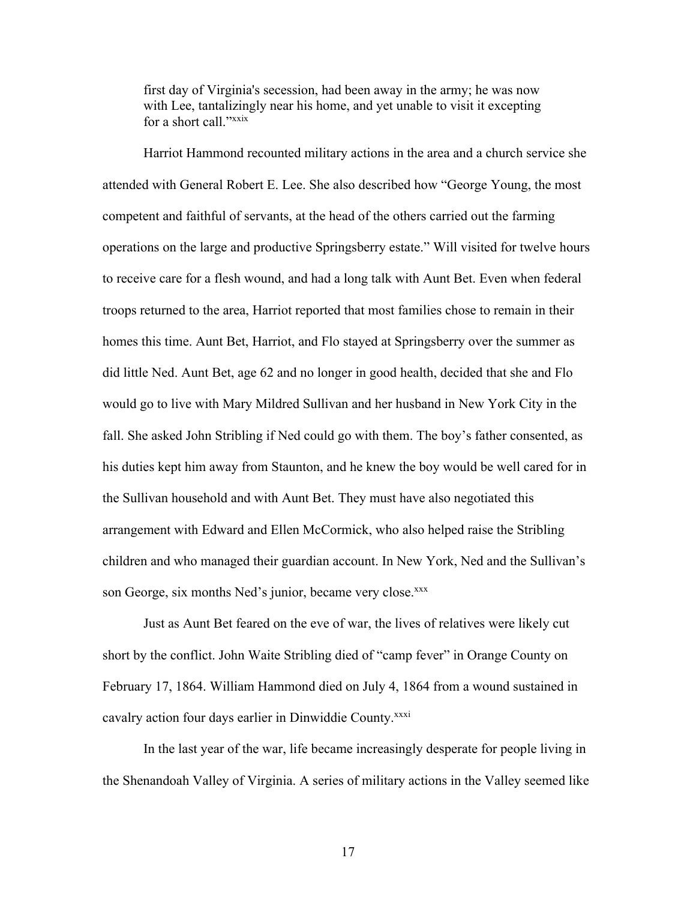> first day of Virginia's secession, had been away in the army; he was now with Lee, tantalizingly near his home, and yet unable to visit it excepting for a short call."[xxix]

Harriot Hammond recounted military actions in the area and a church service she attended with General Robert E. Lee. She also described how "George Young, the most competent and faithful of servants, at the head of the others carried out the farming operations on the large and productive Springsberry estate." Will visited for twelve hours to receive care for a flesh wound, and had a long talk with Aunt Bet. Even when federal troops returned to the area, Harriot reported that most families chose to remain in their homes this time. Aunt Bet, Harriot, and Flo stayed at Springsberry over the summer as did little Ned. Aunt Bet, age 62 and no longer in good health, decided that she and Flo would go to live with Mary Mildred Sullivan and her husband in New York City in the fall. She asked John Stribling if Ned could go with them. The boy's father consented, as his duties kept him away from Staunton, and he knew the boy would be well cared for in the Sullivan household and with Aunt Bet. They must have also negotiated this arrangement with Edward and Ellen McCormick, who also helped raise the Stribling children and who managed their guardian account. In New York, Ned and the Sullivan's son George, six months Ned's junior, became very close.[xxx]

Just as Aunt Bet feared on the eve of war, the lives of relatives were likely cut short by the conflict. John Waite Stribling died of "camp fever" in Orange County on February 17, 1864. William Hammond died on July 4, 1864 from a wound sustained in cavalry action four days earlier in Dinwiddie County.[xxxi]

In the last year of the war, life became increasingly desperate for people living in the Shenandoah Valley of Virginia. A series of military actions in the Valley seemed like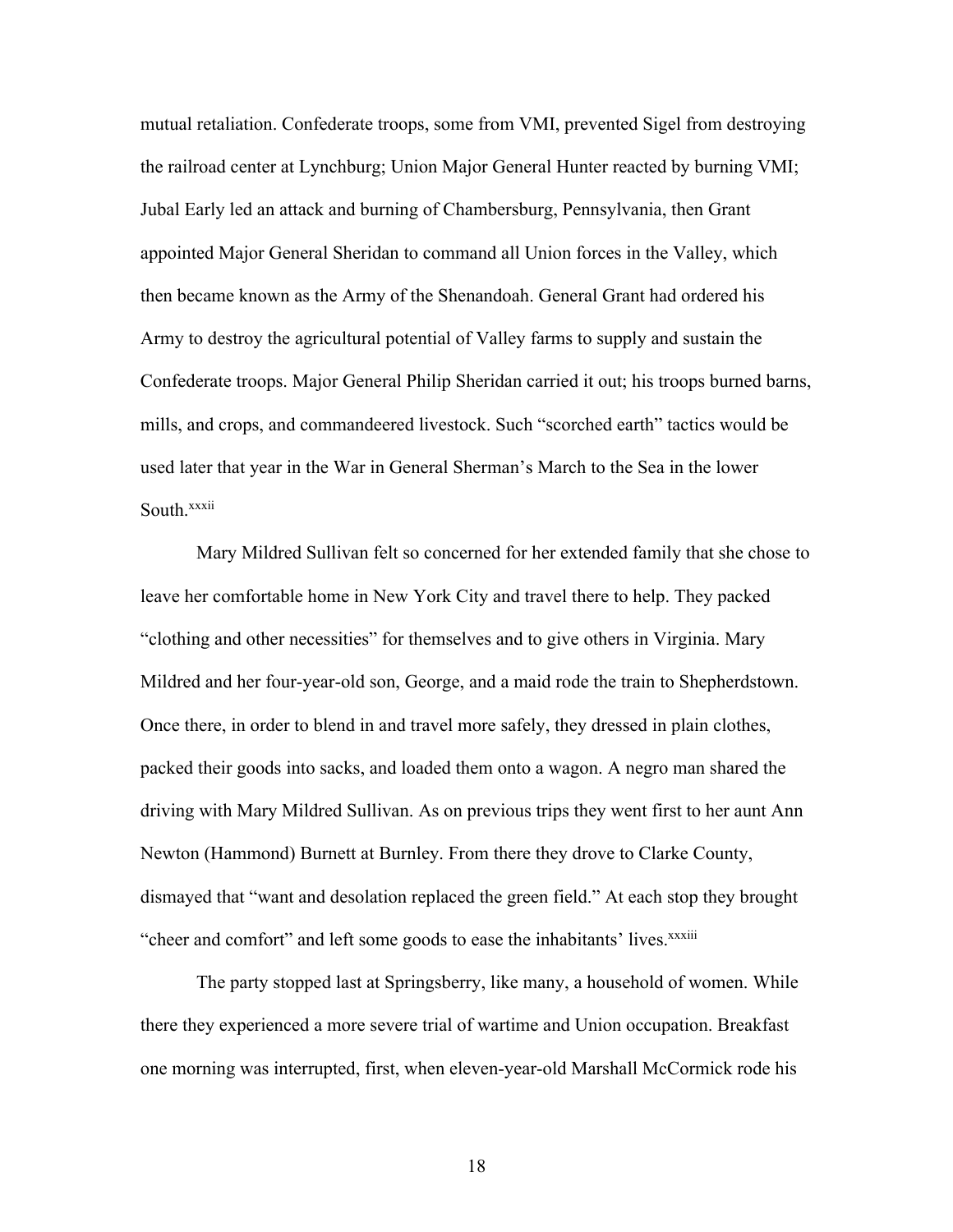mutual retaliation. Confederate troops, some from VMI, prevented Sigel from destroying the railroad center at Lynchburg; Union Major General Hunter reacted by burning VMI; Jubal Early led an attack and burning of Chambersburg, Pennsylvania, then Grant appointed Major General Sheridan to command all Union forces in the Valley, which then became known as the Army of the Shenandoah. General Grant had ordered his Army to destroy the agricultural potential of Valley farms to supply and sustain the Confederate troops. Major General Philip Sheridan carried it out; his troops burned barns, mills, and crops, and commandeered livestock. Such "scorched earth" tactics would be used later that year in the War in General Sherman's March to the Sea in the lower South.[xxxii]

Mary Mildred Sullivan felt so concerned for her extended family that she chose to leave her comfortable home in New York City and travel there to help. They packed "clothing and other necessities" for themselves and to give others in Virginia. Mary Mildred and her four-year-old son, George, and a maid rode the train to Shepherdstown. Once there, in order to blend in and travel more safely, they dressed in plain clothes, packed their goods into sacks, and loaded them onto a wagon. A negro man shared the driving with Mary Mildred Sullivan. As on previous trips they went first to her aunt Ann Newton (Hammond) Burnett at Burnley. From there they drove to Clarke County, dismayed that "want and desolation replaced the green field." At each stop they brought "cheer and comfort" and left some goods to ease the inhabitants' lives.[xxxiii]

The party stopped last at Springsberry, like many, a household of women. While there they experienced a more severe trial of wartime and Union occupation. Breakfast one morning was interrupted, first, when eleven-year-old Marshall McCormick rode his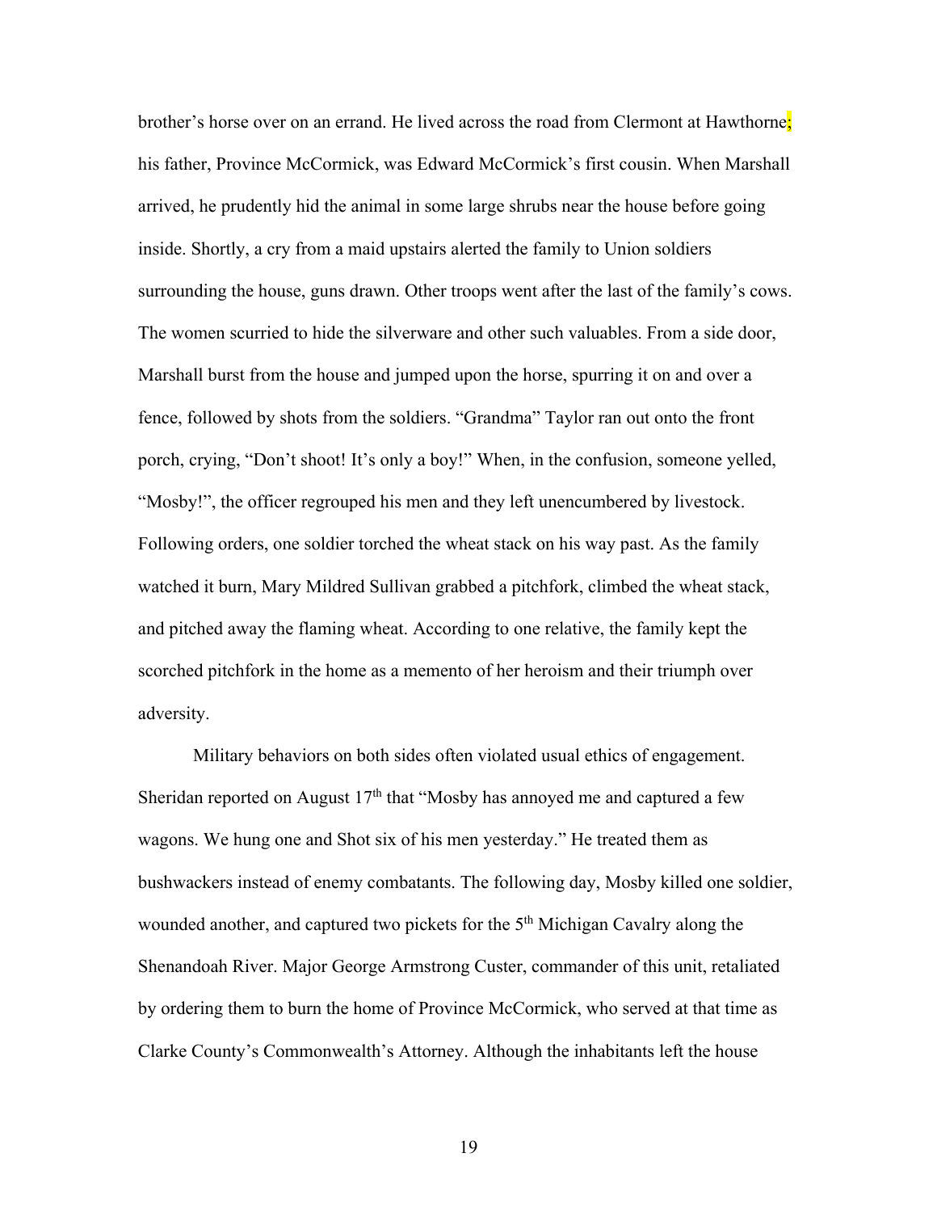brother's horse over on an errand. He lived across the road from Clermont at Hawthorne; his father, Province McCormick, was Edward McCormick's first cousin. When Marshall arrived, he prudently hid the animal in some large shrubs near the house before going inside. Shortly, a cry from a maid upstairs alerted the family to Union soldiers surrounding the house, guns drawn. Other troops went after the last of the family's cows. The women scurried to hide the silverware and other such valuables. From a side door, Marshall burst from the house and jumped upon the horse, spurring it on and over a fence, followed by shots from the soldiers. "Grandma" Taylor ran out onto the front porch, crying, "Don't shoot! It's only a boy!" When, in the confusion, someone yelled, "Mosby!", the officer regrouped his men and they left unencumbered by livestock. Following orders, one soldier torched the wheat stack on his way past. As the family watched it burn, Mary Mildred Sullivan grabbed a pitchfork, climbed the wheat stack, and pitched away the flaming wheat. According to one relative, the family kept the scorched pitchfork in the home as a memento of her heroism and their triumph over adversity.

Military behaviors on both sides often violated usual ethics of engagement. Sheridan reported on August 17th that "Mosby has annoyed me and captured a few wagons. We hung one and Shot six of his men yesterday." He treated them as bushwackers instead of enemy combatants. The following day, Mosby killed one soldier, wounded another, and captured two pickets for the 5th Michigan Cavalry along the Shenandoah River. Major George Armstrong Custer, commander of this unit, retaliated by ordering them to burn the home of Province McCormick, who served at that time as Clarke County's Commonwealth's Attorney. Although the inhabitants left the house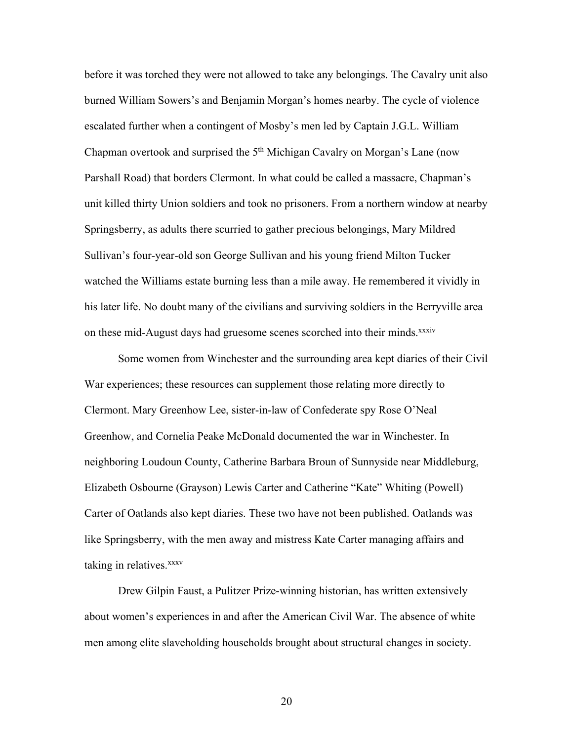before it was torched they were not allowed to take any belongings. The Cavalry unit also burned William Sowers's and Benjamin Morgan's homes nearby. The cycle of violence escalated further when a contingent of Mosby's men led by Captain J.G.L. William Chapman overtook and surprised the 5th Michigan Cavalry on Morgan's Lane (now Parshall Road) that borders Clermont. In what could be called a massacre, Chapman's unit killed thirty Union soldiers and took no prisoners. From a northern window at nearby Springsberry, as adults there scurried to gather precious belongings, Mary Mildred Sullivan's four-year-old son George Sullivan and his young friend Milton Tucker watched the Williams estate burning less than a mile away. He remembered it vividly in his later life. No doubt many of the civilians and surviving soldiers in the Berryville area on these mid-August days had gruesome scenes scorched into their minds.[xxxiv]

Some women from Winchester and the surrounding area kept diaries of their Civil War experiences; these resources can supplement those relating more directly to Clermont. Mary Greenhow Lee, sister-in-law of Confederate spy Rose O'Neal Greenhow, and Cornelia Peake McDonald documented the war in Winchester. In neighboring Loudoun County, Catherine Barbara Broun of Sunnyside near Middleburg, Elizabeth Osbourne (Grayson) Lewis Carter and Catherine "Kate" Whiting (Powell) Carter of Oatlands also kept diaries. These two have not been published. Oatlands was like Springsberry, with the men away and mistress Kate Carter managing affairs and taking in relatives.[xxxv]

Drew Gilpin Faust, a Pulitzer Prize-winning historian, has written extensively about women's experiences in and after the American Civil War. The absence of white men among elite slaveholding households brought about structural changes in society.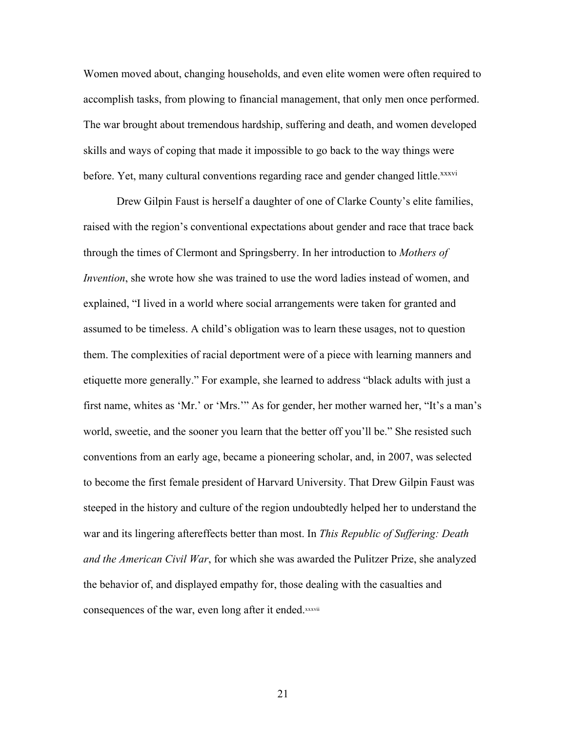Women moved about, changing households, and even elite women were often required to accomplish tasks, from plowing to financial management, that only men once performed. The war brought about tremendous hardship, suffering and death, and women developed skills and ways of coping that made it impossible to go back to the way things were before. Yet, many cultural conventions regarding race and gender changed little.[xxxvi]

Drew Gilpin Faust is herself a daughter of one of Clarke County's elite families, raised with the region's conventional expectations about gender and race that trace back through the times of Clermont and Springsberry. In her introduction to *Mothers of Invention*, she wrote how she was trained to use the word ladies instead of women, and explained, "I lived in a world where social arrangements were taken for granted and assumed to be timeless. A child's obligation was to learn these usages, not to question them. The complexities of racial deportment were of a piece with learning manners and etiquette more generally." For example, she learned to address "black adults with just a first name, whites as 'Mr.' or 'Mrs.'" As for gender, her mother warned her, "It's a man's world, sweetie, and the sooner you learn that the better off you'll be." She resisted such conventions from an early age, became a pioneering scholar, and, in 2007, was selected to become the first female president of Harvard University. That Drew Gilpin Faust was steeped in the history and culture of the region undoubtedly helped her to understand the war and its lingering aftereffects better than most. In *This Republic of Suffering: Death and the American Civil War*, for which she was awarded the Pulitzer Prize, she analyzed the behavior of, and displayed empathy for, those dealing with the casualties and consequences of the war, even long after it ended.[xxxvii]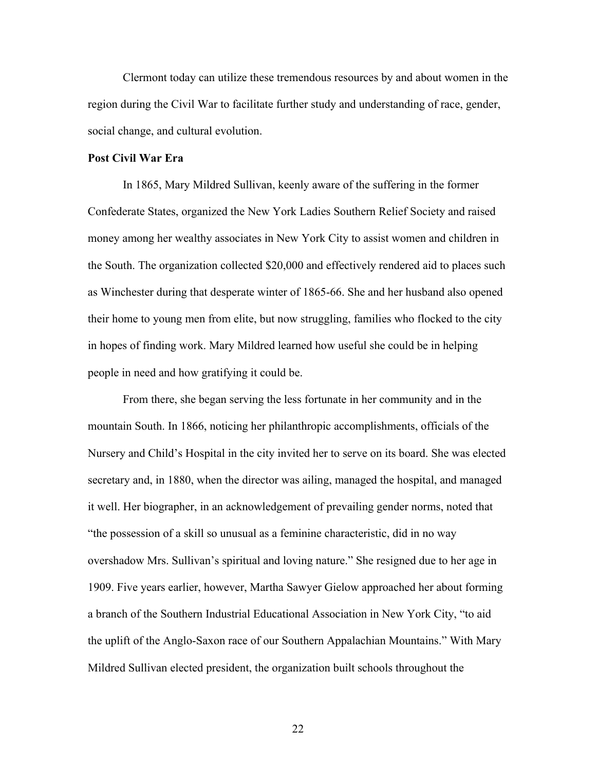Clermont today can utilize these tremendous resources by and about women in the region during the Civil War to facilitate further study and understanding of race, gender, social change, and cultural evolution.

**Post Civil War Era**

In 1865, Mary Mildred Sullivan, keenly aware of the suffering in the former Confederate States, organized the New York Ladies Southern Relief Society and raised money among her wealthy associates in New York City to assist women and children in the South. The organization collected $20,000 and effectively rendered aid to places such as Winchester during that desperate winter of 1865-66. She and her husband also opened their home to young men from elite, but now struggling, families who flocked to the city in hopes of finding work. Mary Mildred learned how useful she could be in helping people in need and how gratifying it could be.

From there, she began serving the less fortunate in her community and in the mountain South. In 1866, noticing her philanthropic accomplishments, officials of the Nursery and Child's Hospital in the city invited her to serve on its board. She was elected secretary and, in 1880, when the director was ailing, managed the hospital, and managed it well. Her biographer, in an acknowledgement of prevailing gender norms, noted that "the possession of a skill so unusual as a feminine characteristic, did in no way overshadow Mrs. Sullivan's spiritual and loving nature." She resigned due to her age in 1909. Five years earlier, however, Martha Sawyer Gielow approached her about forming a branch of the Southern Industrial Educational Association in New York City, "to aid the uplift of the Anglo-Saxon race of our Southern Appalachian Mountains." With Mary Mildred Sullivan elected president, the organization built schools throughout the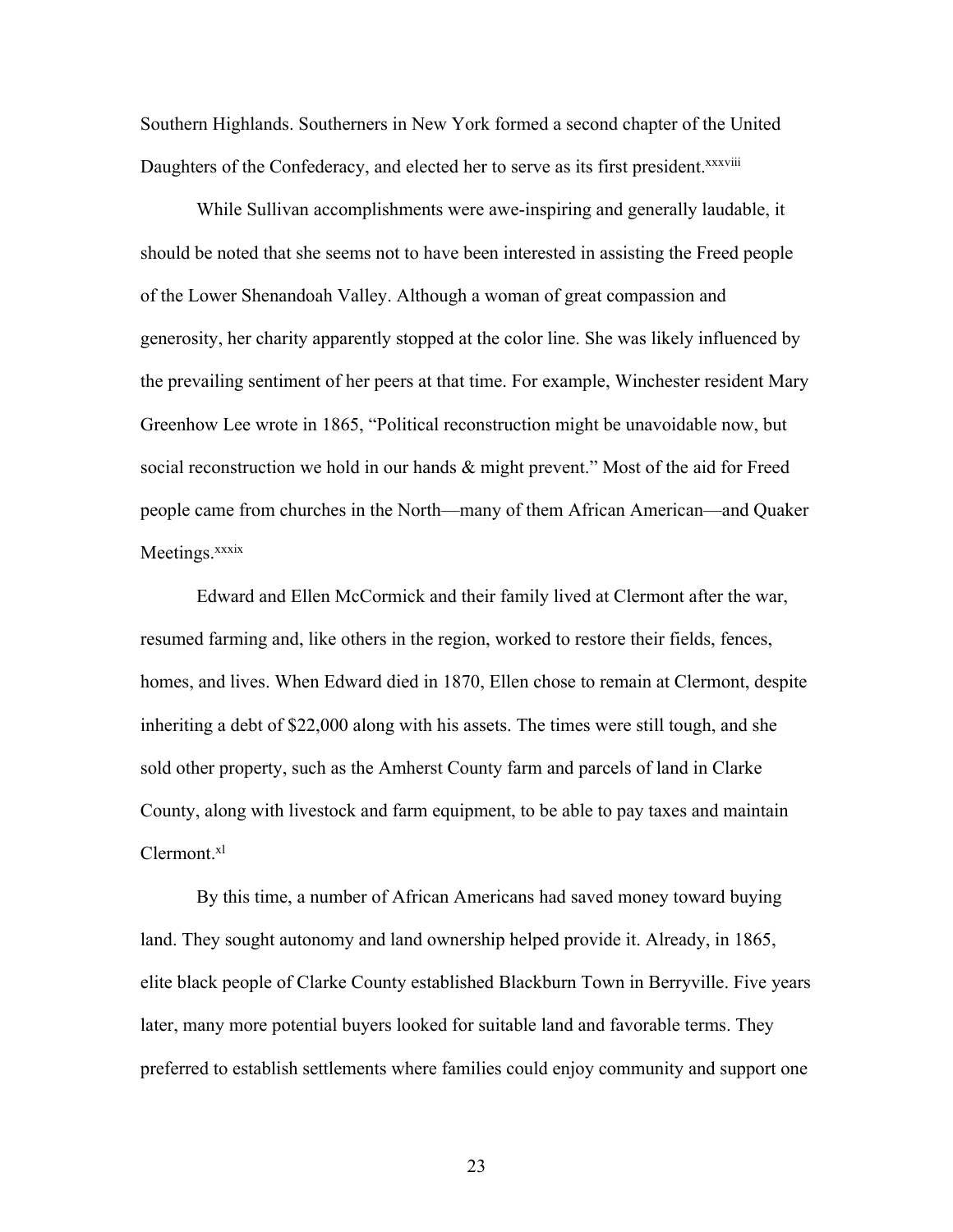Southern Highlands. Southerners in New York formed a second chapter of the United Daughters of the Confederacy, and elected her to serve as its first president.[xxxviii]

While Sullivan accomplishments were awe-inspiring and generally laudable, it should be noted that she seems not to have been interested in assisting the Freed people of the Lower Shenandoah Valley. Although a woman of great compassion and generosity, her charity apparently stopped at the color line. She was likely influenced by the prevailing sentiment of her peers at that time. For example, Winchester resident Mary Greenhow Lee wrote in 1865, "Political reconstruction might be unavoidable now, but social reconstruction we hold in our hands & might prevent." Most of the aid for Freed people came from churches in the North—many of them African American—and Quaker Meetings.[xxxix]

Edward and Ellen McCormick and their family lived at Clermont after the war, resumed farming and, like others in the region, worked to restore their fields, fences, homes, and lives. When Edward died in 1870, Ellen chose to remain at Clermont, despite inheriting a debt of $22,000 along with his assets. The times were still tough, and she sold other property, such as the Amherst County farm and parcels of land in Clarke County, along with livestock and farm equipment, to be able to pay taxes and maintain Clermont.[xl]

By this time, a number of African Americans had saved money toward buying land. They sought autonomy and land ownership helped provide it. Already, in 1865, elite black people of Clarke County established Blackburn Town in Berryville. Five years later, many more potential buyers looked for suitable land and favorable terms. They preferred to establish settlements where families could enjoy community and support one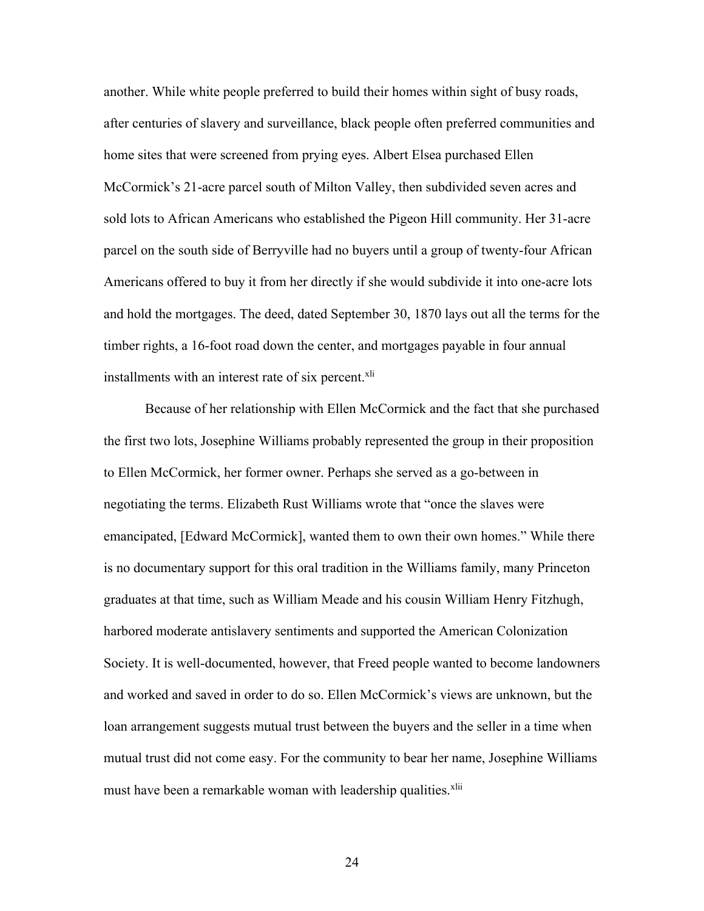another. While white people preferred to build their homes within sight of busy roads, after centuries of slavery and surveillance, black people often preferred communities and home sites that were screened from prying eyes. Albert Elsea purchased Ellen McCormick's 21-acre parcel south of Milton Valley, then subdivided seven acres and sold lots to African Americans who established the Pigeon Hill community. Her 31-acre parcel on the south side of Berryville had no buyers until a group of twenty-four African Americans offered to buy it from her directly if she would subdivide it into one-acre lots and hold the mortgages. The deed, dated September 30, 1870 lays out all the terms for the timber rights, a 16-foot road down the center, and mortgages payable in four annual installments with an interest rate of six percent.[xli]

Because of her relationship with Ellen McCormick and the fact that she purchased the first two lots, Josephine Williams probably represented the group in their proposition to Ellen McCormick, her former owner. Perhaps she served as a go-between in negotiating the terms. Elizabeth Rust Williams wrote that "once the slaves were emancipated, [Edward McCormick], wanted them to own their own homes." While there is no documentary support for this oral tradition in the Williams family, many Princeton graduates at that time, such as William Meade and his cousin William Henry Fitzhugh, harbored moderate antislavery sentiments and supported the American Colonization Society. It is well-documented, however, that Freed people wanted to become landowners and worked and saved in order to do so. Ellen McCormick's views are unknown, but the loan arrangement suggests mutual trust between the buyers and the seller in a time when mutual trust did not come easy. For the community to bear her name, Josephine Williams must have been a remarkable woman with leadership qualities.[xlii]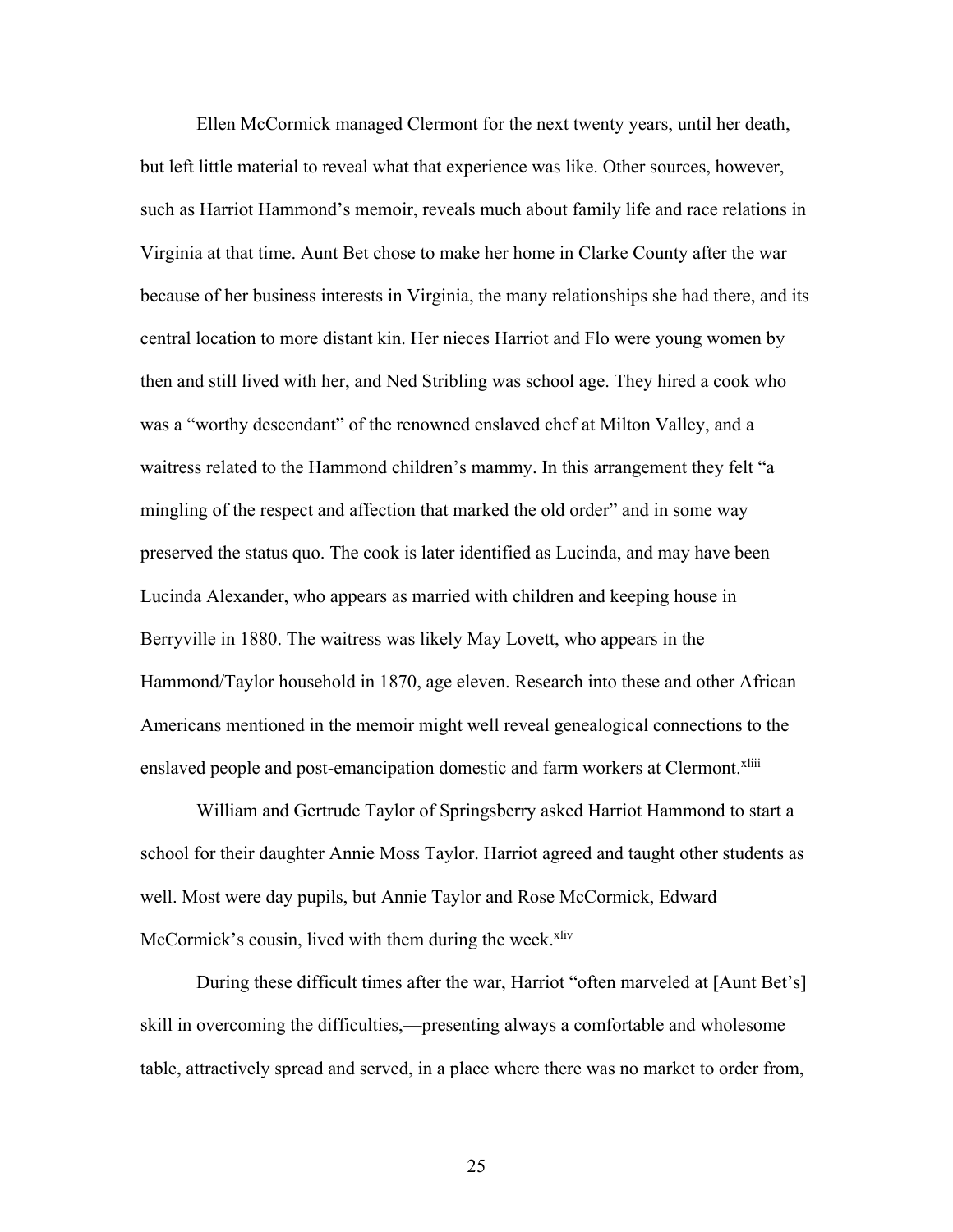Ellen McCormick managed Clermont for the next twenty years, until her death, but left little material to reveal what that experience was like. Other sources, however, such as Harriot Hammond's memoir, reveals much about family life and race relations in Virginia at that time. Aunt Bet chose to make her home in Clarke County after the war because of her business interests in Virginia, the many relationships she had there, and its central location to more distant kin. Her nieces Harriot and Flo were young women by then and still lived with her, and Ned Stribling was school age. They hired a cook who was a "worthy descendant" of the renowned enslaved chef at Milton Valley, and a waitress related to the Hammond children's mammy. In this arrangement they felt "a mingling of the respect and affection that marked the old order" and in some way preserved the status quo. The cook is later identified as Lucinda, and may have been Lucinda Alexander, who appears as married with children and keeping house in Berryville in 1880. The waitress was likely May Lovett, who appears in the Hammond/Taylor household in 1870, age eleven. Research into these and other African Americans mentioned in the memoir might well reveal genealogical connections to the enslaved people and post-emancipation domestic and farm workers at Clermont.[xliii]

William and Gertrude Taylor of Springsberry asked Harriot Hammond to start a school for their daughter Annie Moss Taylor. Harriot agreed and taught other students as well. Most were day pupils, but Annie Taylor and Rose McCormick, Edward McCormick's cousin, lived with them during the week.[xliv]

During these difficult times after the war, Harriot "often marveled at [Aunt Bet's] skill in overcoming the difficulties,—presenting always a comfortable and wholesome table, attractively spread and served, in a place where there was no market to order from,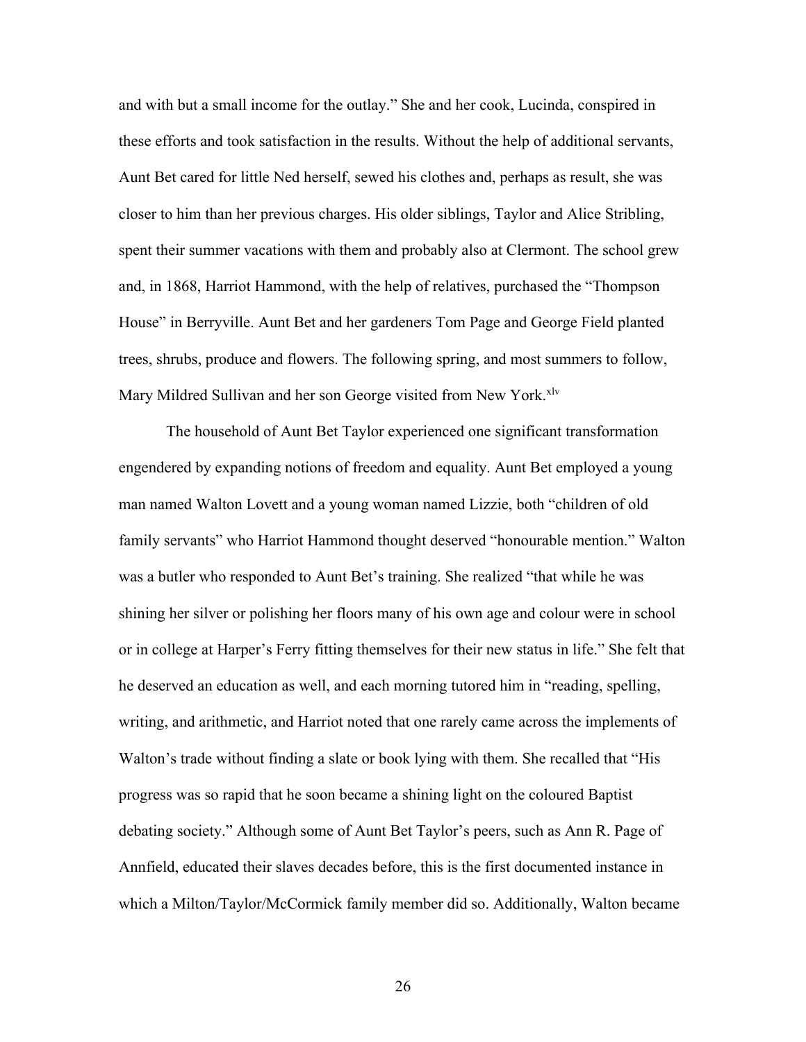and with but a small income for the outlay." She and her cook, Lucinda, conspired in these efforts and took satisfaction in the results. Without the help of additional servants, Aunt Bet cared for little Ned herself, sewed his clothes and, perhaps as result, she was closer to him than her previous charges. His older siblings, Taylor and Alice Stribling, spent their summer vacations with them and probably also at Clermont. The school grew and, in 1868, Harriot Hammond, with the help of relatives, purchased the "Thompson House" in Berryville. Aunt Bet and her gardeners Tom Page and George Field planted trees, shrubs, produce and flowers. The following spring, and most summers to follow, Mary Mildred Sullivan and her son George visited from New York.[xlv]

The household of Aunt Bet Taylor experienced one significant transformation engendered by expanding notions of freedom and equality. Aunt Bet employed a young man named Walton Lovett and a young woman named Lizzie, both "children of old family servants" who Harriot Hammond thought deserved "honourable mention." Walton was a butler who responded to Aunt Bet's training. She realized "that while he was shining her silver or polishing her floors many of his own age and colour were in school or in college at Harper's Ferry fitting themselves for their new status in life." She felt that he deserved an education as well, and each morning tutored him in "reading, spelling, writing, and arithmetic, and Harriot noted that one rarely came across the implements of Walton's trade without finding a slate or book lying with them. She recalled that "His progress was so rapid that he soon became a shining light on the coloured Baptist debating society." Although some of Aunt Bet Taylor's peers, such as Ann R. Page of Annfield, educated their slaves decades before, this is the first documented instance in which a Milton/Taylor/McCormick family member did so. Additionally, Walton became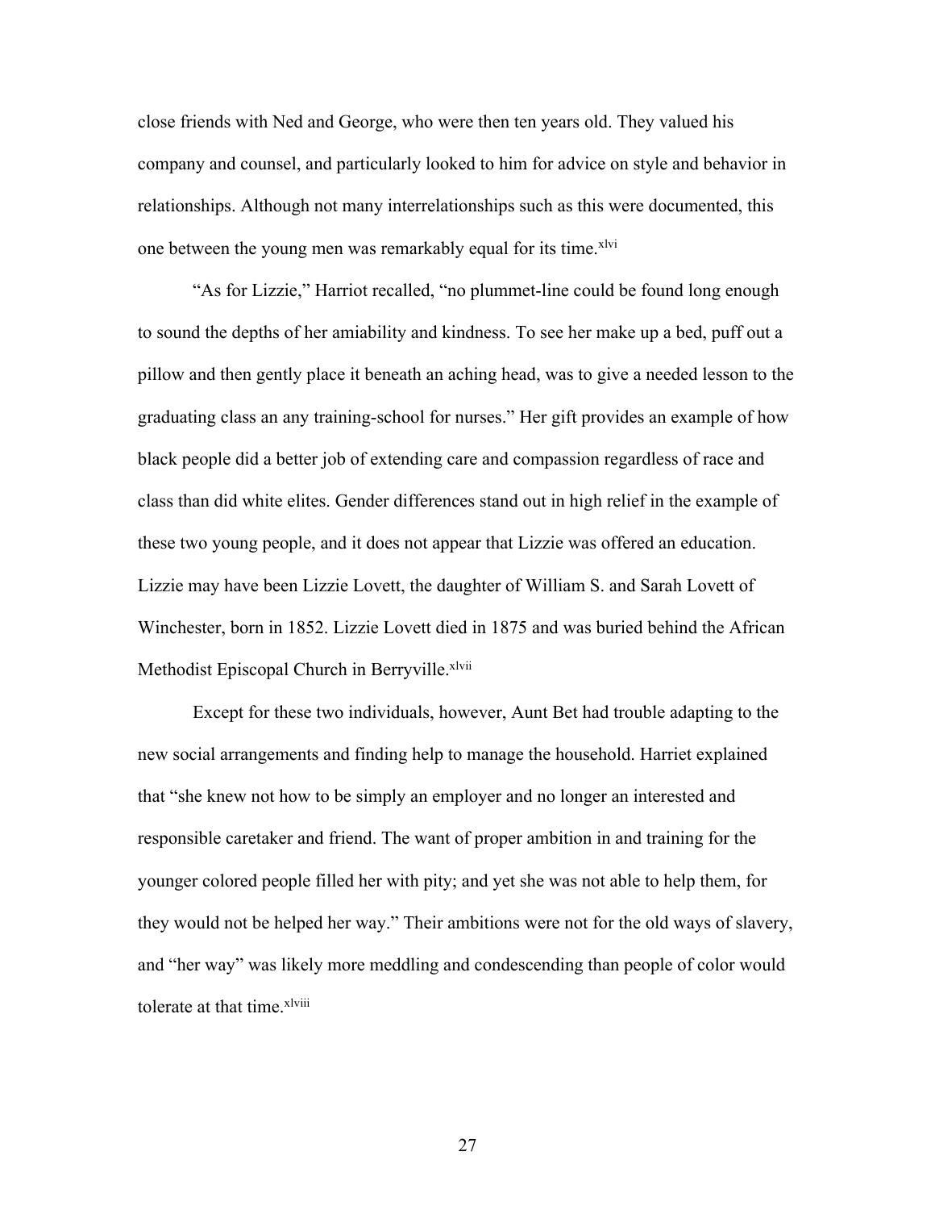close friends with Ned and George, who were then ten years old. They valued his company and counsel, and particularly looked to him for advice on style and behavior in relationships. Although not many interrelationships such as this were documented, this one between the young men was remarkably equal for its time.[xlvi]

"As for Lizzie," Harriot recalled, "no plummet-line could be found long enough to sound the depths of her amiability and kindness. To see her make up a bed, puff out a pillow and then gently place it beneath an aching head, was to give a needed lesson to the graduating class an any training-school for nurses." Her gift provides an example of how black people did a better job of extending care and compassion regardless of race and class than did white elites. Gender differences stand out in high relief in the example of these two young people, and it does not appear that Lizzie was offered an education. Lizzie may have been Lizzie Lovett, the daughter of William S. and Sarah Lovett of Winchester, born in 1852. Lizzie Lovett died in 1875 and was buried behind the African Methodist Episcopal Church in Berryville.[xlvii]

Except for these two individuals, however, Aunt Bet had trouble adapting to the new social arrangements and finding help to manage the household. Harriet explained that "she knew not how to be simply an employer and no longer an interested and responsible caretaker and friend. The want of proper ambition in and training for the younger colored people filled her with pity; and yet she was not able to help them, for they would not be helped her way." Their ambitions were not for the old ways of slavery, and "her way" was likely more meddling and condescending than people of color would tolerate at that time.[xlviii]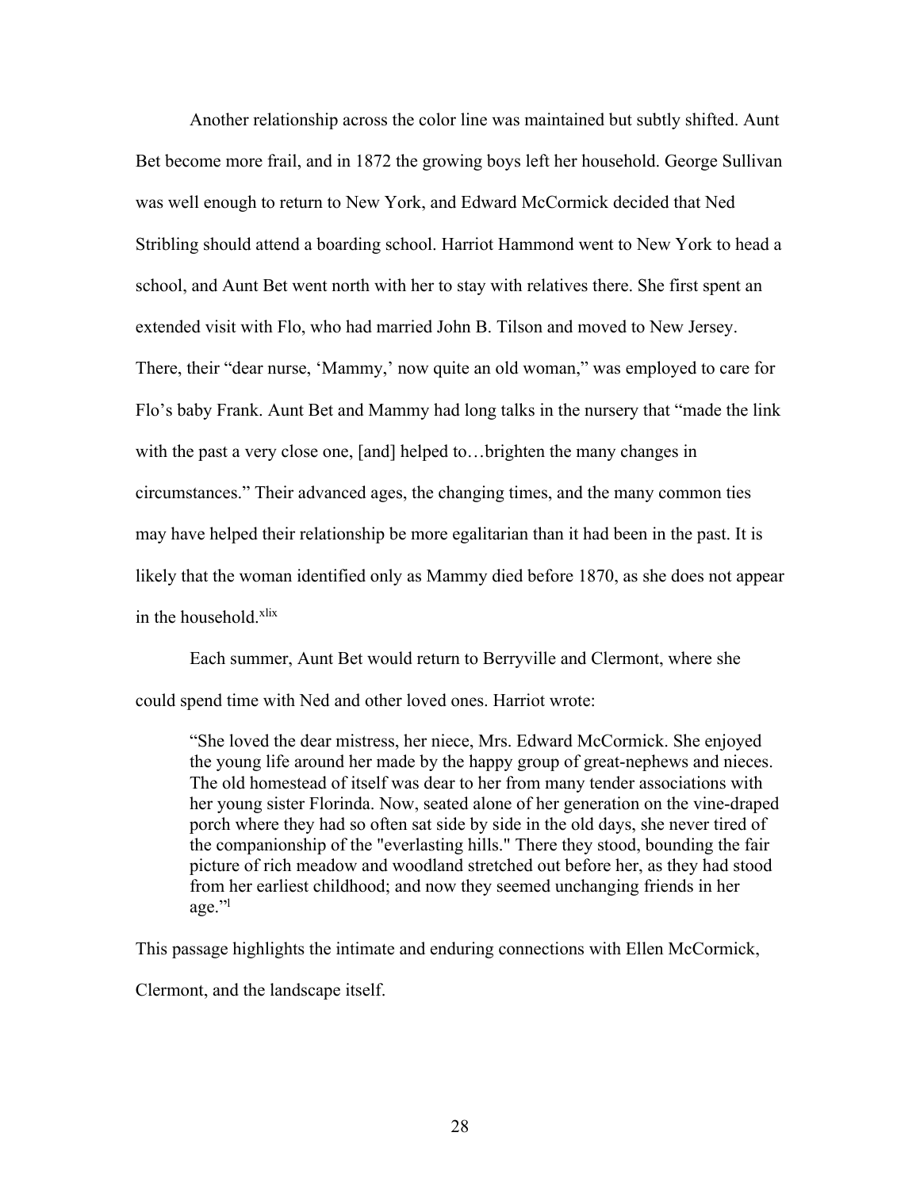Another relationship across the color line was maintained but subtly shifted. Aunt Bet become more frail, and in 1872 the growing boys left her household. George Sullivan was well enough to return to New York, and Edward McCormick decided that Ned Stribling should attend a boarding school. Harriot Hammond went to New York to head a school, and Aunt Bet went north with her to stay with relatives there. She first spent an extended visit with Flo, who had married John B. Tilson and moved to New Jersey. There, their "dear nurse, 'Mammy,' now quite an old woman," was employed to care for Flo's baby Frank. Aunt Bet and Mammy had long talks in the nursery that "made the link with the past a very close one, [and] helped to…brighten the many changes in circumstances." Their advanced ages, the changing times, and the many common ties may have helped their relationship be more egalitarian than it had been in the past. It is likely that the woman identified only as Mammy died before 1870, as she does not appear in the household.[xlix]

Each summer, Aunt Bet would return to Berryville and Clermont, where she could spend time with Ned and other loved ones. Harriot wrote:

> "She loved the dear mistress, her niece, Mrs. Edward McCormick. She enjoyed the young life around her made by the happy group of great-nephews and nieces. The old homestead of itself was dear to her from many tender associations with her young sister Florinda. Now, seated alone of her generation on the vine-draped porch where they had so often sat side by side in the old days, she never tired of the companionship of the "everlasting hills." There they stood, bounding the fair picture of rich meadow and woodland stretched out before her, as they had stood from her earliest childhood; and now they seemed unchanging friends in her age."[l]

This passage highlights the intimate and enduring connections with Ellen McCormick, Clermont, and the landscape itself.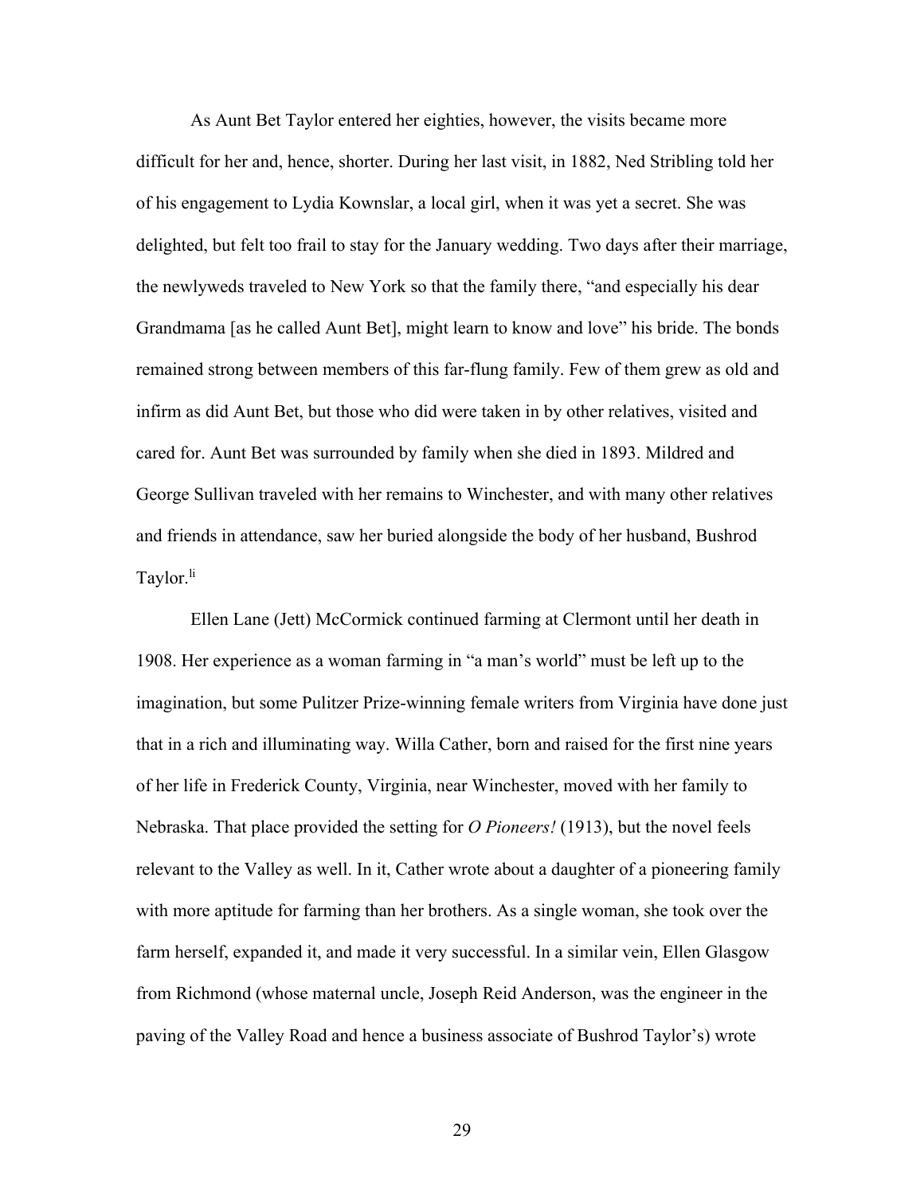As Aunt Bet Taylor entered her eighties, however, the visits became more difficult for her and, hence, shorter. During her last visit, in 1882, Ned Stribling told her of his engagement to Lydia Kownslar, a local girl, when it was yet a secret. She was delighted, but felt too frail to stay for the January wedding. Two days after their marriage, the newlyweds traveled to New York so that the family there, "and especially his dear Grandmama [as he called Aunt Bet], might learn to know and love" his bride. The bonds remained strong between members of this far-flung family. Few of them grew as old and infirm as did Aunt Bet, but those who did were taken in by other relatives, visited and cared for. Aunt Bet was surrounded by family when she died in 1893. Mildred and George Sullivan traveled with her remains to Winchester, and with many other relatives and friends in attendance, saw her buried alongside the body of her husband, Bushrod Taylor.[li]

Ellen Lane (Jett) McCormick continued farming at Clermont until her death in 1908. Her experience as a woman farming in "a man's world" must be left up to the imagination, but some Pulitzer Prize-winning female writers from Virginia have done just that in a rich and illuminating way. Willa Cather, born and raised for the first nine years of her life in Frederick County, Virginia, near Winchester, moved with her family to Nebraska. That place provided the setting for *O Pioneers!* (1913), but the novel feels relevant to the Valley as well. In it, Cather wrote about a daughter of a pioneering family with more aptitude for farming than her brothers. As a single woman, she took over the farm herself, expanded it, and made it very successful. In a similar vein, Ellen Glasgow from Richmond (whose maternal uncle, Joseph Reid Anderson, was the engineer in the paving of the Valley Road and hence a business associate of Bushrod Taylor's) wrote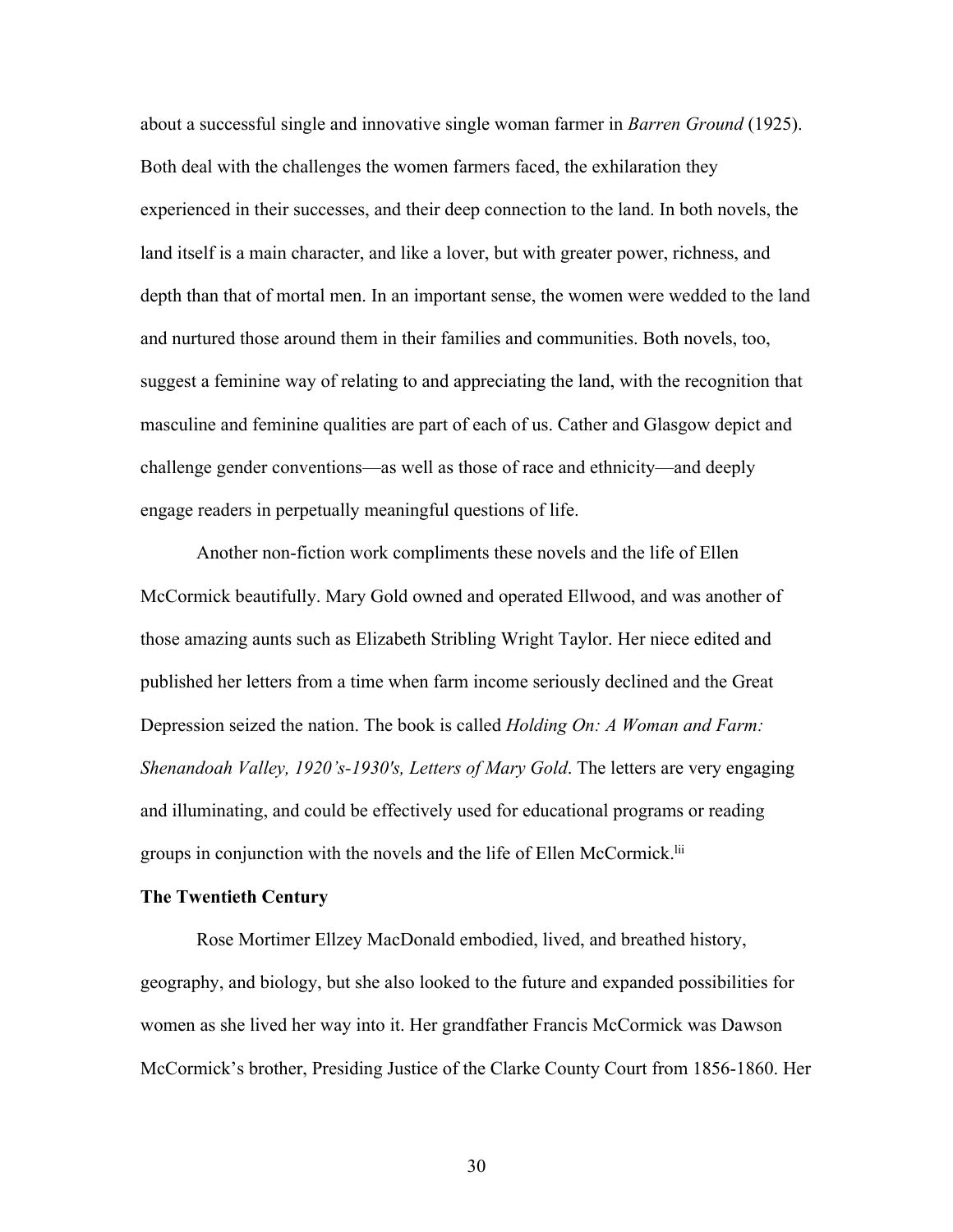about a successful single and innovative single woman farmer in *Barren Ground* (1925). Both deal with the challenges the women farmers faced, the exhilaration they experienced in their successes, and their deep connection to the land. In both novels, the land itself is a main character, and like a lover, but with greater power, richness, and depth than that of mortal men. In an important sense, the women were wedded to the land and nurtured those around them in their families and communities. Both novels, too, suggest a feminine way of relating to and appreciating the land, with the recognition that masculine and feminine qualities are part of each of us. Cather and Glasgow depict and challenge gender conventions—as well as those of race and ethnicity—and deeply engage readers in perpetually meaningful questions of life.

Another non-fiction work compliments these novels and the life of Ellen McCormick beautifully. Mary Gold owned and operated Ellwood, and was another of those amazing aunts such as Elizabeth Stribling Wright Taylor. Her niece edited and published her letters from a time when farm income seriously declined and the Great Depression seized the nation. The book is called *Holding On: A Woman and Farm: Shenandoah Valley, 1920's-1930's, Letters of Mary Gold*. The letters are very engaging and illuminating, and could be effectively used for educational programs or reading groups in conjunction with the novels and the life of Ellen McCormick.[lii]

**The Twentieth Century**

Rose Mortimer Ellzey MacDonald embodied, lived, and breathed history, geography, and biology, but she also looked to the future and expanded possibilities for women as she lived her way into it. Her grandfather Francis McCormick was Dawson McCormick's brother, Presiding Justice of the Clarke County Court from 1856-1860. Her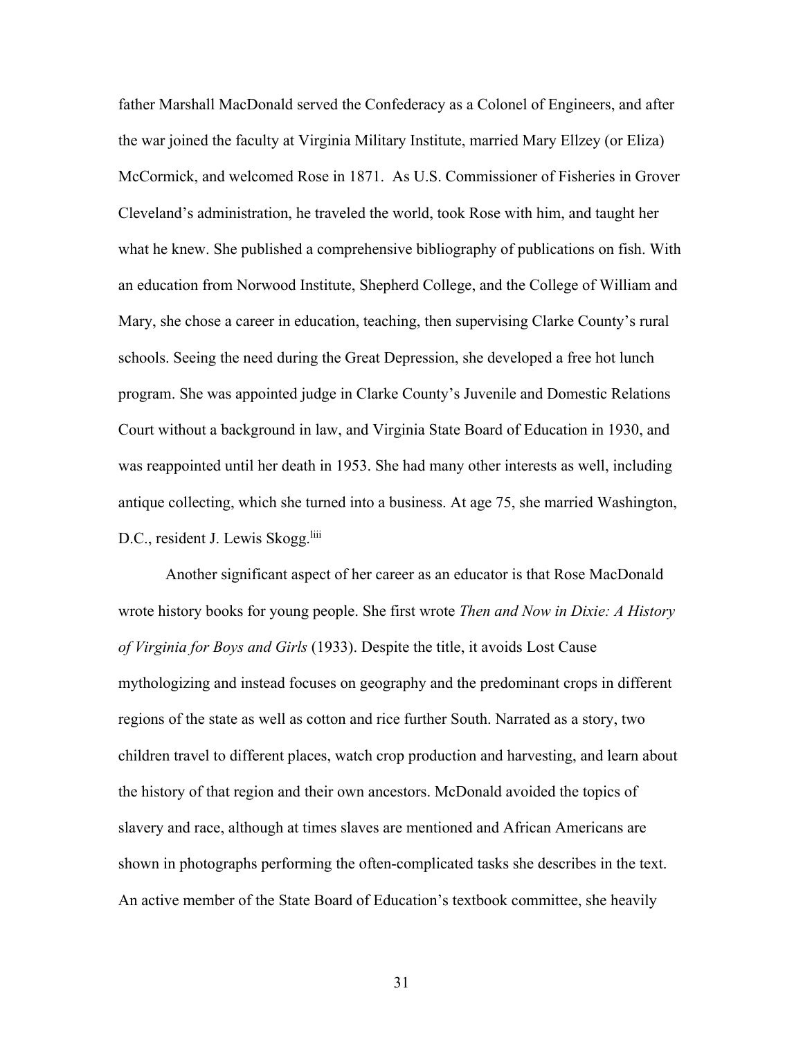father Marshall MacDonald served the Confederacy as a Colonel of Engineers, and after the war joined the faculty at Virginia Military Institute, married Mary Ellzey (or Eliza) McCormick, and welcomed Rose in 1871. As U.S. Commissioner of Fisheries in Grover Cleveland's administration, he traveled the world, took Rose with him, and taught her what he knew. She published a comprehensive bibliography of publications on fish. With an education from Norwood Institute, Shepherd College, and the College of William and Mary, she chose a career in education, teaching, then supervising Clarke County's rural schools. Seeing the need during the Great Depression, she developed a free hot lunch program. She was appointed judge in Clarke County's Juvenile and Domestic Relations Court without a background in law, and Virginia State Board of Education in 1930, and was reappointed until her death in 1953. She had many other interests as well, including antique collecting, which she turned into a business. At age 75, she married Washington, D.C., resident J. Lewis Skogg.[liii]

Another significant aspect of her career as an educator is that Rose MacDonald wrote history books for young people. She first wrote *Then and Now in Dixie: A History of Virginia for Boys and Girls* (1933). Despite the title, it avoids Lost Cause mythologizing and instead focuses on geography and the predominant crops in different regions of the state as well as cotton and rice further South. Narrated as a story, two children travel to different places, watch crop production and harvesting, and learn about the history of that region and their own ancestors. McDonald avoided the topics of slavery and race, although at times slaves are mentioned and African Americans are shown in photographs performing the often-complicated tasks she describes in the text. An active member of the State Board of Education's textbook committee, she heavily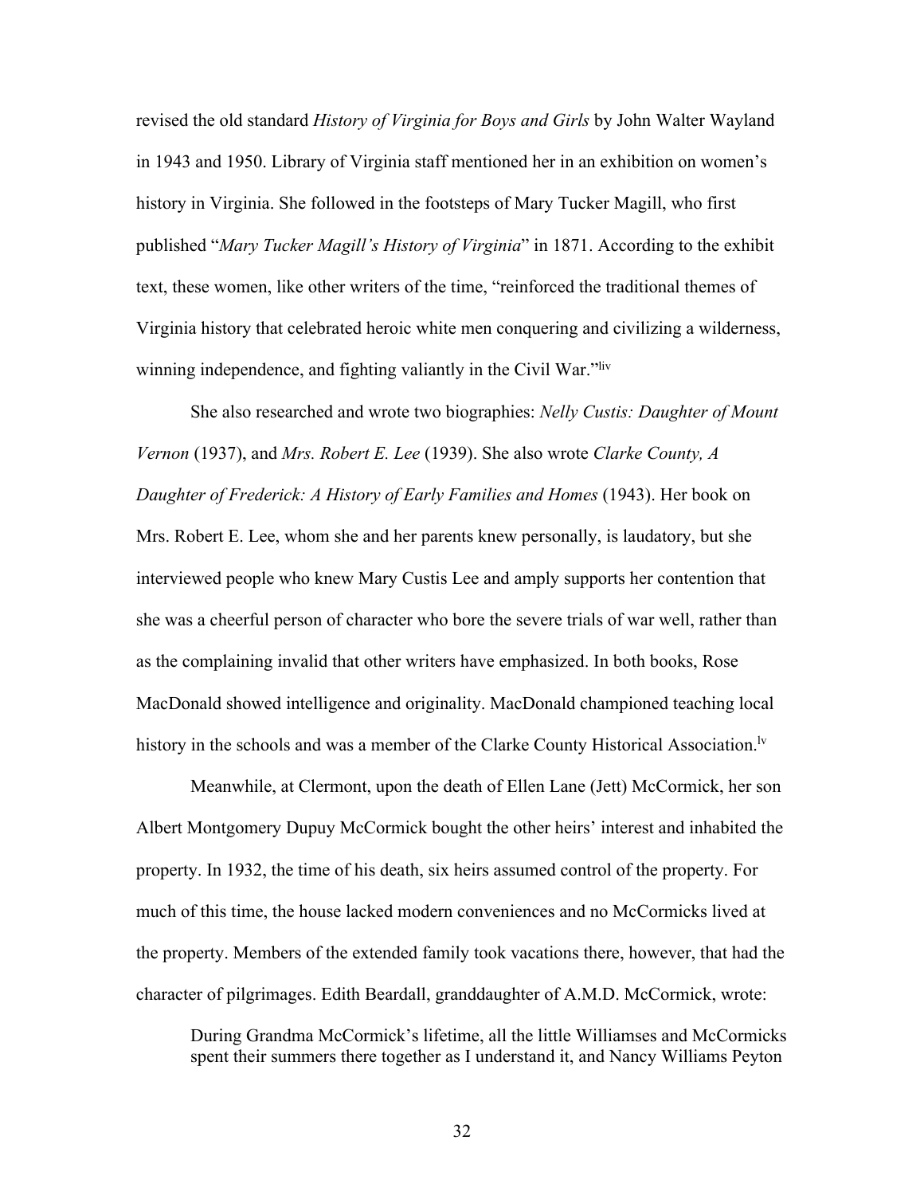revised the old standard *History of Virginia for Boys and Girls* by John Walter Wayland in 1943 and 1950. Library of Virginia staff mentioned her in an exhibition on women's history in Virginia. She followed in the footsteps of Mary Tucker Magill, who first published "*Mary Tucker Magill's History of Virginia*" in 1871. According to the exhibit text, these women, like other writers of the time, "reinforced the traditional themes of Virginia history that celebrated heroic white men conquering and civilizing a wilderness, winning independence, and fighting valiantly in the Civil War."[liv]

She also researched and wrote two biographies: *Nelly Custis: Daughter of Mount Vernon* (1937), and *Mrs. Robert E. Lee* (1939). She also wrote *Clarke County, A Daughter of Frederick: A History of Early Families and Homes* (1943). Her book on Mrs. Robert E. Lee, whom she and her parents knew personally, is laudatory, but she interviewed people who knew Mary Custis Lee and amply supports her contention that she was a cheerful person of character who bore the severe trials of war well, rather than as the complaining invalid that other writers have emphasized. In both books, Rose MacDonald showed intelligence and originality. MacDonald championed teaching local history in the schools and was a member of the Clarke County Historical Association.[lv]

Meanwhile, at Clermont, upon the death of Ellen Lane (Jett) McCormick, her son Albert Montgomery Dupuy McCormick bought the other heirs' interest and inhabited the property. In 1932, the time of his death, six heirs assumed control of the property. For much of this time, the house lacked modern conveniences and no McCormicks lived at the property. Members of the extended family took vacations there, however, that had the character of pilgrimages. Edith Beardall, granddaughter of A.M.D. McCormick, wrote:

> During Grandma McCormick's lifetime, all the little Williamses and McCormicks spent their summers there together as I understand it, and Nancy Williams Peyton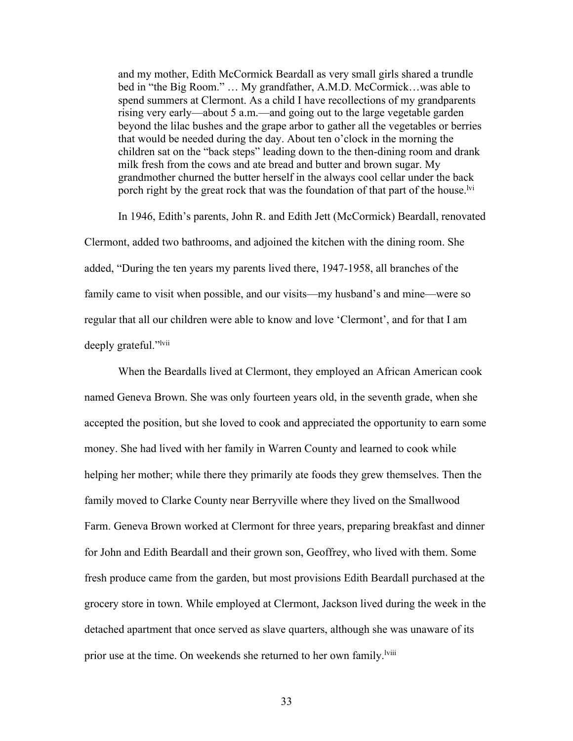> and my mother, Edith McCormick Beardall as very small girls shared a trundle bed in "the Big Room." … My grandfather, A.M.D. McCormick…was able to spend summers at Clermont. As a child I have recollections of my grandparents rising very early—about 5 a.m.—and going out to the large vegetable garden beyond the lilac bushes and the grape arbor to gather all the vegetables or berries that would be needed during the day. About ten o'clock in the morning the children sat on the "back steps" leading down to the then-dining room and drank milk fresh from the cows and ate bread and butter and brown sugar. My grandmother churned the butter herself in the always cool cellar under the back porch right by the great rock that was the foundation of that part of the house.[lvi]

In 1946, Edith's parents, John R. and Edith Jett (McCormick) Beardall, renovated Clermont, added two bathrooms, and adjoined the kitchen with the dining room. She added, "During the ten years my parents lived there, 1947-1958, all branches of the family came to visit when possible, and our visits—my husband's and mine—were so regular that all our children were able to know and love 'Clermont', and for that I am deeply grateful."[lvii]

When the Beardalls lived at Clermont, they employed an African American cook named Geneva Brown. She was only fourteen years old, in the seventh grade, when she accepted the position, but she loved to cook and appreciated the opportunity to earn some money. She had lived with her family in Warren County and learned to cook while helping her mother; while there they primarily ate foods they grew themselves. Then the family moved to Clarke County near Berryville where they lived on the Smallwood Farm. Geneva Brown worked at Clermont for three years, preparing breakfast and dinner for John and Edith Beardall and their grown son, Geoffrey, who lived with them. Some fresh produce came from the garden, but most provisions Edith Beardall purchased at the grocery store in town. While employed at Clermont, Jackson lived during the week in the detached apartment that once served as slave quarters, although she was unaware of its prior use at the time. On weekends she returned to her own family.[lviii]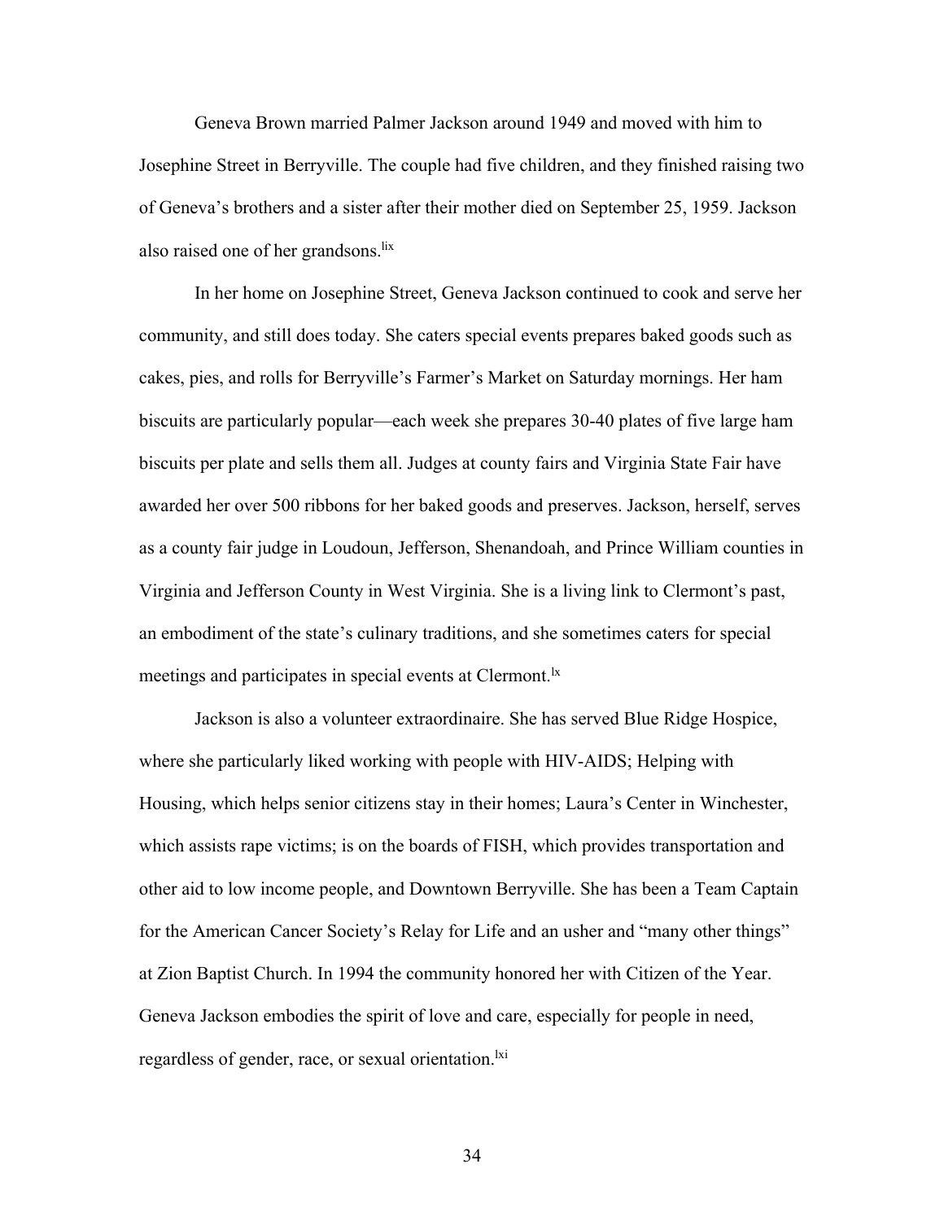Geneva Brown married Palmer Jackson around 1949 and moved with him to Josephine Street in Berryville. The couple had five children, and they finished raising two of Geneva's brothers and a sister after their mother died on September 25, 1959. Jackson also raised one of her grandsons.[lix]

In her home on Josephine Street, Geneva Jackson continued to cook and serve her community, and still does today. She caters special events prepares baked goods such as cakes, pies, and rolls for Berryville's Farmer's Market on Saturday mornings. Her ham biscuits are particularly popular—each week she prepares 30-40 plates of five large ham biscuits per plate and sells them all. Judges at county fairs and Virginia State Fair have awarded her over 500 ribbons for her baked goods and preserves. Jackson, herself, serves as a county fair judge in Loudoun, Jefferson, Shenandoah, and Prince William counties in Virginia and Jefferson County in West Virginia. She is a living link to Clermont's past, an embodiment of the state's culinary traditions, and she sometimes caters for special meetings and participates in special events at Clermont.[lx]

Jackson is also a volunteer extraordinaire. She has served Blue Ridge Hospice, where she particularly liked working with people with HIV-AIDS; Helping with Housing, which helps senior citizens stay in their homes; Laura's Center in Winchester, which assists rape victims; is on the boards of FISH, which provides transportation and other aid to low income people, and Downtown Berryville. She has been a Team Captain for the American Cancer Society's Relay for Life and an usher and "many other things" at Zion Baptist Church. In 1994 the community honored her with Citizen of the Year. Geneva Jackson embodies the spirit of love and care, especially for people in need, regardless of gender, race, or sexual orientation.[lxi]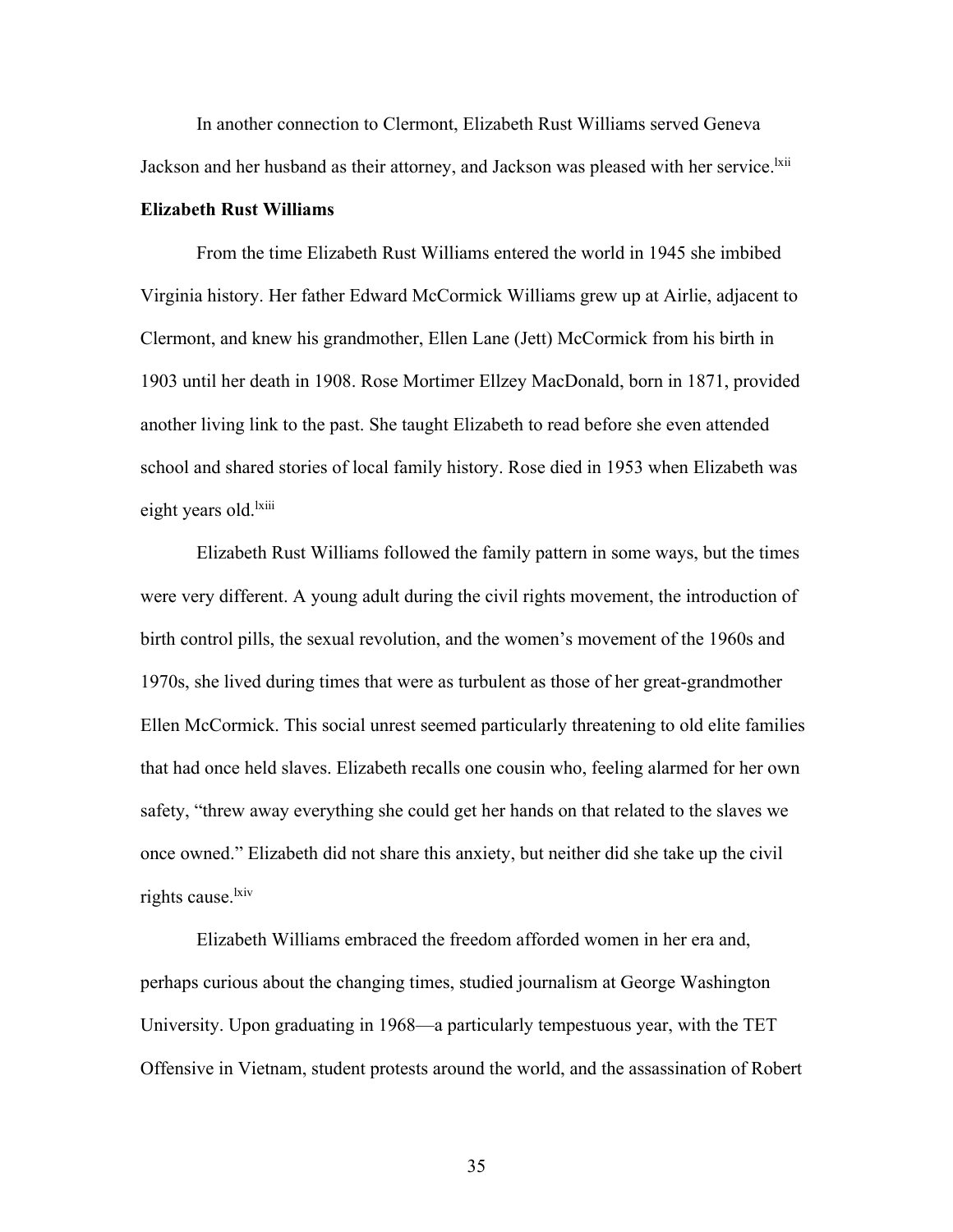In another connection to Clermont, Elizabeth Rust Williams served Geneva Jackson and her husband as their attorney, and Jackson was pleased with her service.[lxii]

**Elizabeth Rust Williams**

From the time Elizabeth Rust Williams entered the world in 1945 she imbibed Virginia history. Her father Edward McCormick Williams grew up at Airlie, adjacent to Clermont, and knew his grandmother, Ellen Lane (Jett) McCormick from his birth in 1903 until her death in 1908. Rose Mortimer Ellzey MacDonald, born in 1871, provided another living link to the past. She taught Elizabeth to read before she even attended school and shared stories of local family history. Rose died in 1953 when Elizabeth was eight years old.[lxiii]

Elizabeth Rust Williams followed the family pattern in some ways, but the times were very different. A young adult during the civil rights movement, the introduction of birth control pills, the sexual revolution, and the women's movement of the 1960s and 1970s, she lived during times that were as turbulent as those of her great-grandmother Ellen McCormick. This social unrest seemed particularly threatening to old elite families that had once held slaves. Elizabeth recalls one cousin who, feeling alarmed for her own safety, "threw away everything she could get her hands on that related to the slaves we once owned." Elizabeth did not share this anxiety, but neither did she take up the civil rights cause.[lxiv]

Elizabeth Williams embraced the freedom afforded women in her era and, perhaps curious about the changing times, studied journalism at George Washington University. Upon graduating in 1968—a particularly tempestuous year, with the TET Offensive in Vietnam, student protests around the world, and the assassination of Robert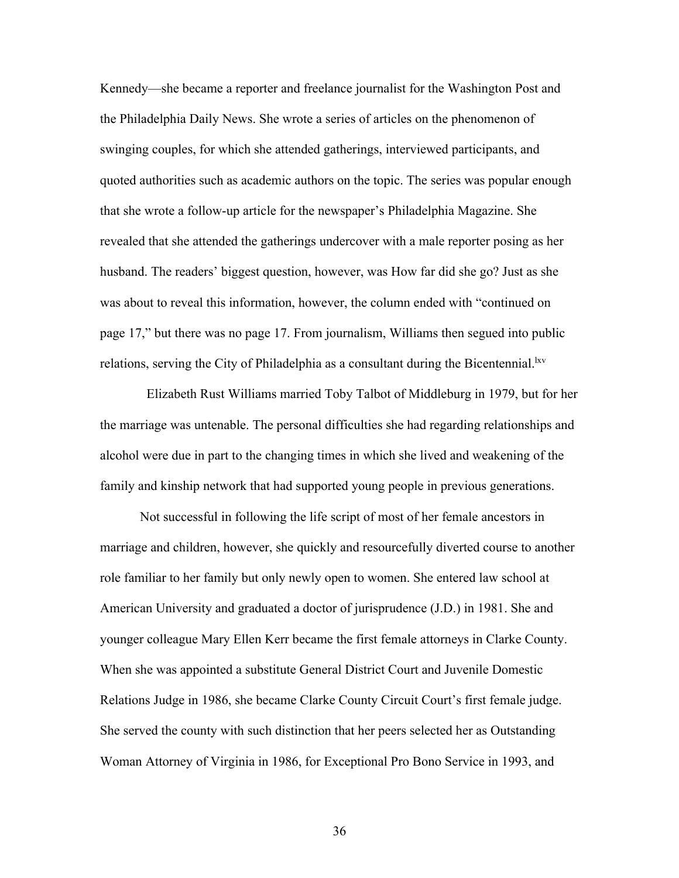Kennedy—she became a reporter and freelance journalist for the Washington Post and the Philadelphia Daily News. She wrote a series of articles on the phenomenon of swinging couples, for which she attended gatherings, interviewed participants, and quoted authorities such as academic authors on the topic. The series was popular enough that she wrote a follow-up article for the newspaper's Philadelphia Magazine. She revealed that she attended the gatherings undercover with a male reporter posing as her husband. The readers' biggest question, however, was How far did she go? Just as she was about to reveal this information, however, the column ended with "continued on page 17," but there was no page 17. From journalism, Williams then segued into public relations, serving the City of Philadelphia as a consultant during the Bicentennial.[lxv]

Elizabeth Rust Williams married Toby Talbot of Middleburg in 1979, but for her the marriage was untenable. The personal difficulties she had regarding relationships and alcohol were due in part to the changing times in which she lived and weakening of the family and kinship network that had supported young people in previous generations.

Not successful in following the life script of most of her female ancestors in marriage and children, however, she quickly and resourcefully diverted course to another role familiar to her family but only newly open to women. She entered law school at American University and graduated a doctor of jurisprudence (J.D.) in 1981. She and younger colleague Mary Ellen Kerr became the first female attorneys in Clarke County. When she was appointed a substitute General District Court and Juvenile Domestic Relations Judge in 1986, she became Clarke County Circuit Court's first female judge. She served the county with such distinction that her peers selected her as Outstanding Woman Attorney of Virginia in 1986, for Exceptional Pro Bono Service in 1993, and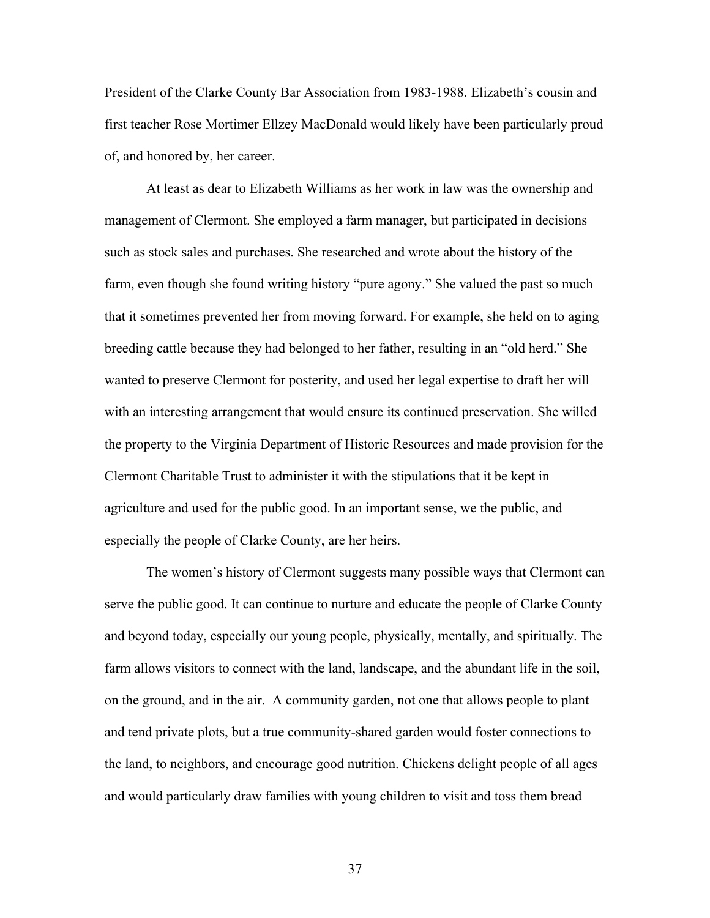President of the Clarke County Bar Association from 1983-1988. Elizabeth's cousin and first teacher Rose Mortimer Ellzey MacDonald would likely have been particularly proud of, and honored by, her career.

At least as dear to Elizabeth Williams as her work in law was the ownership and management of Clermont. She employed a farm manager, but participated in decisions such as stock sales and purchases. She researched and wrote about the history of the farm, even though she found writing history "pure agony." She valued the past so much that it sometimes prevented her from moving forward. For example, she held on to aging breeding cattle because they had belonged to her father, resulting in an "old herd." She wanted to preserve Clermont for posterity, and used her legal expertise to draft her will with an interesting arrangement that would ensure its continued preservation. She willed the property to the Virginia Department of Historic Resources and made provision for the Clermont Charitable Trust to administer it with the stipulations that it be kept in agriculture and used for the public good. In an important sense, we the public, and especially the people of Clarke County, are her heirs.

The women's history of Clermont suggests many possible ways that Clermont can serve the public good. It can continue to nurture and educate the people of Clarke County and beyond today, especially our young people, physically, mentally, and spiritually. The farm allows visitors to connect with the land, landscape, and the abundant life in the soil, on the ground, and in the air. A community garden, not one that allows people to plant and tend private plots, but a true community-shared garden would foster connections to the land, to neighbors, and encourage good nutrition. Chickens delight people of all ages and would particularly draw families with young children to visit and toss them bread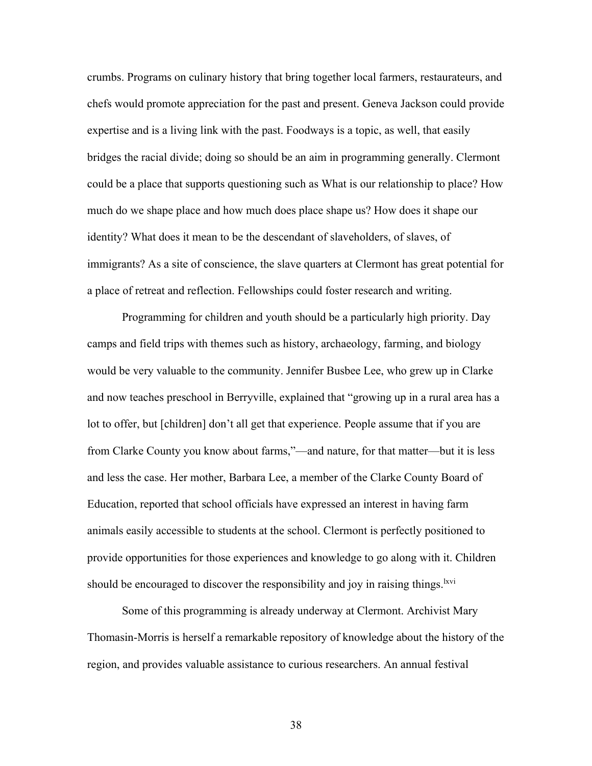crumbs. Programs on culinary history that bring together local farmers, restaurateurs, and chefs would promote appreciation for the past and present. Geneva Jackson could provide expertise and is a living link with the past. Foodways is a topic, as well, that easily bridges the racial divide; doing so should be an aim in programming generally. Clermont could be a place that supports questioning such as What is our relationship to place? How much do we shape place and how much does place shape us? How does it shape our identity? What does it mean to be the descendant of slaveholders, of slaves, of immigrants? As a site of conscience, the slave quarters at Clermont has great potential for a place of retreat and reflection. Fellowships could foster research and writing.

Programming for children and youth should be a particularly high priority. Day camps and field trips with themes such as history, archaeology, farming, and biology would be very valuable to the community. Jennifer Busbee Lee, who grew up in Clarke and now teaches preschool in Berryville, explained that "growing up in a rural area has a lot to offer, but [children] don't all get that experience. People assume that if you are from Clarke County you know about farms,"—and nature, for that matter—but it is less and less the case. Her mother, Barbara Lee, a member of the Clarke County Board of Education, reported that school officials have expressed an interest in having farm animals easily accessible to students at the school. Clermont is perfectly positioned to provide opportunities for those experiences and knowledge to go along with it. Children should be encouraged to discover the responsibility and joy in raising things.[lxvi]

Some of this programming is already underway at Clermont. Archivist Mary Thomasin-Morris is herself a remarkable repository of knowledge about the history of the region, and provides valuable assistance to curious researchers. An annual festival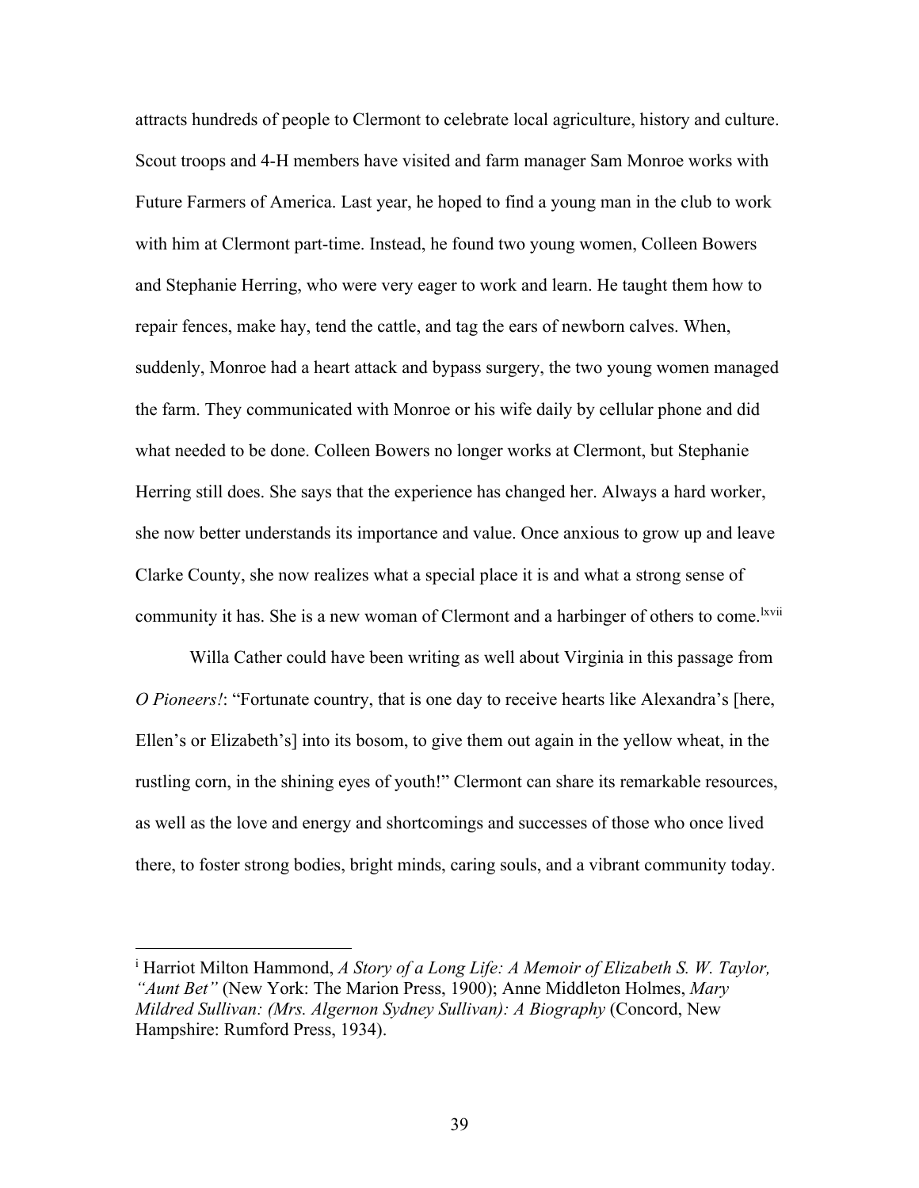attracts hundreds of people to Clermont to celebrate local agriculture, history and culture. Scout troops and 4-H members have visited and farm manager Sam Monroe works with Future Farmers of America. Last year, he hoped to find a young man in the club to work with him at Clermont part-time. Instead, he found two young women, Colleen Bowers and Stephanie Herring, who were very eager to work and learn. He taught them how to repair fences, make hay, tend the cattle, and tag the ears of newborn calves. When, suddenly, Monroe had a heart attack and bypass surgery, the two young women managed the farm. They communicated with Monroe or his wife daily by cellular phone and did what needed to be done. Colleen Bowers no longer works at Clermont, but Stephanie Herring still does. She says that the experience has changed her. Always a hard worker, she now better understands its importance and value. Once anxious to grow up and leave Clarke County, she now realizes what a special place it is and what a strong sense of community it has. She is a new woman of Clermont and a harbinger of others to come.[lxvii]

Willa Cather could have been writing as well about Virginia in this passage from *O Pioneers!*: "Fortunate country, that is one day to receive hearts like Alexandra's [here, Ellen's or Elizabeth's] into its bosom, to give them out again in the yellow wheat, in the rustling corn, in the shining eyes of youth!" Clermont can share its remarkable resources, as well as the love and energy and shortcomings and successes of those who once lived there, to foster strong bodies, bright minds, caring souls, and a vibrant community today.

---

[i] Harriot Milton Hammond, *A Story of a Long Life: A Memoir of Elizabeth S. W. Taylor, "Aunt Bet"* (New York: The Marion Press, 1900); Anne Middleton Holmes, *Mary Mildred Sullivan: (Mrs. Algernon Sydney Sullivan): A Biography* (Concord, New Hampshire: Rumford Press, 1934).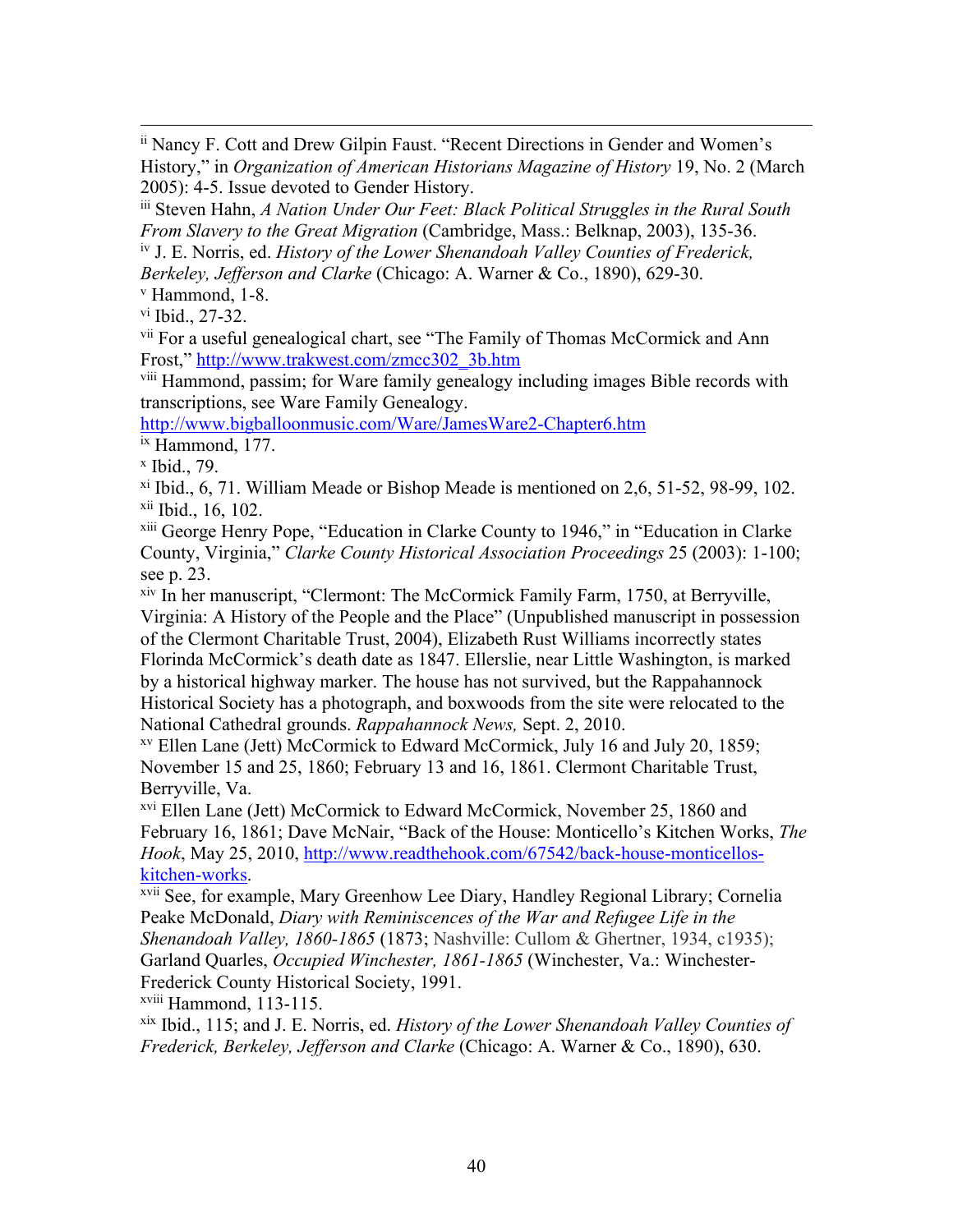[ii] Nancy F. Cott and Drew Gilpin Faust. "Recent Directions in Gender and Women's History," in *Organization of American Historians Magazine of History* 19, No. 2 (March 2005): 4-5. Issue devoted to Gender History.

[iii] Steven Hahn, *A Nation Under Our Feet: Black Political Struggles in the Rural South From Slavery to the Great Migration* (Cambridge, Mass.: Belknap, 2003), 135-36.

[iv] J. E. Norris, ed. *History of the Lower Shenandoah Valley Counties of Frederick, Berkeley, Jefferson and Clarke* (Chicago: A. Warner & Co., 1890), 629-30.

[v] Hammond, 1-8.

[vi] Ibid., 27-32.

[vii] For a useful genealogical chart, see "The Family of Thomas McCormick and Ann Frost," http://www.trakwest.com/zmcc302_3b.htm

[viii] Hammond, passim; for Ware family genealogy including images Bible records with transcriptions, see Ware Family Genealogy. http://www.bigballoonmusic.com/Ware/JamesWare2-Chapter6.htm

[ix] Hammond, 177.

[x] Ibid., 79.

[xi] Ibid., 6, 71. William Meade or Bishop Meade is mentioned on 2,6, 51-52, 98-99, 102.

[xii] Ibid., 16, 102.

[xiii] George Henry Pope, "Education in Clarke County to 1946," in "Education in Clarke County, Virginia," *Clarke County Historical Association Proceedings* 25 (2003): 1-100; see p. 23.

[xiv] In her manuscript, "Clermont: The McCormick Family Farm, 1750, at Berryville, Virginia: A History of the People and the Place" (Unpublished manuscript in possession of the Clermont Charitable Trust, 2004), Elizabeth Rust Williams incorrectly states Florinda McCormick's death date as 1847. Ellerslie, near Little Washington, is marked by a historical highway marker. The house has not survived, but the Rappahannock Historical Society has a photograph, and boxwoods from the site were relocated to the National Cathedral grounds. *Rappahannock News,* Sept. 2, 2010.

[xv] Ellen Lane (Jett) McCormick to Edward McCormick, July 16 and July 20, 1859; November 15 and 25, 1860; February 13 and 16, 1861. Clermont Charitable Trust, Berryville, Va.

[xvi] Ellen Lane (Jett) McCormick to Edward McCormick, November 25, 1860 and February 16, 1861; Dave McNair, "Back of the House: Monticello's Kitchen Works, *The Hook*, May 25, 2010, http://www.readthehook.com/67542/back-house-monticellos-kitchen-works.

[xvii] See, for example, Mary Greenhow Lee Diary, Handley Regional Library; Cornelia Peake McDonald, *Diary with Reminiscences of the War and Refugee Life in the Shenandoah Valley, 1860-1865* (1873; Nashville: Cullom & Ghertner, 1934, c1935); Garland Quarles, *Occupied Winchester, 1861-1865* (Winchester, Va.: Winchester-Frederick County Historical Society, 1991.

[xviii] Hammond, 113-115.

[xix] Ibid., 115; and J. E. Norris, ed. *History of the Lower Shenandoah Valley Counties of Frederick, Berkeley, Jefferson and Clarke* (Chicago: A. Warner & Co., 1890), 630.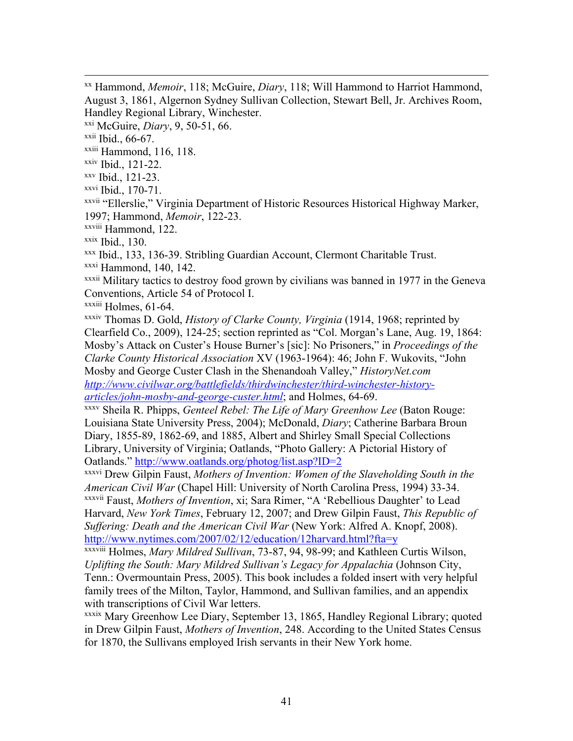[xx] Hammond, *Memoir*, 118; McGuire, *Diary*, 118; Will Hammond to Harriot Hammond, August 3, 1861, Algernon Sydney Sullivan Collection, Stewart Bell, Jr. Archives Room, Handley Regional Library, Winchester.

[xxi] McGuire, *Diary*, 9, 50-51, 66.

[xxii] Ibid., 66-67.

[xxiii] Hammond, 116, 118.

[xxiv] Ibid., 121-22.

[xxv] Ibid., 121-23.

[xxvi] Ibid., 170-71.

[xxvii] "Ellerslie," Virginia Department of Historic Resources Historical Highway Marker, 1997; Hammond, *Memoir*, 122-23.

[xxviii] Hammond, 122.

[xxix] Ibid., 130.

[xxx] Ibid., 133, 136-39. Stribling Guardian Account, Clermont Charitable Trust.

[xxxi] Hammond, 140, 142.

[xxxii] Military tactics to destroy food grown by civilians was banned in 1977 in the Geneva Conventions, Article 54 of Protocol I.

[xxxiii] Holmes, 61-64.

[xxxiv] Thomas D. Gold, *History of Clarke County, Virginia* (1914, 1968; reprinted by Clearfield Co., 2009), 124-25; section reprinted as "Col. Morgan's Lane, Aug. 19, 1864: Mosby's Attack on Custer's House Burner's [sic]: No Prisoners," in *Proceedings of the Clarke County Historical Association* XV (1963-1964): 46; John F. Wukovits, "John Mosby and George Custer Clash in the Shenandoah Valley," *HistoryNet.com* http://www.civilwar.org/battlefields/thirdwinchester/third-winchester-history-articles/john-mosby-and-george-custer.html; and Holmes, 64-69.

[xxxv] Sheila R. Phipps, *Genteel Rebel: The Life of Mary Greenhow Lee* (Baton Rouge: Louisiana State University Press, 2004); McDonald, *Diary*; Catherine Barbara Broun Diary, 1855-89, 1862-69, and 1885, Albert and Shirley Small Special Collections Library, University of Virginia; Oatlands, "Photo Gallery: A Pictorial History of Oatlands." http://www.oatlands.org/photog/list.asp?ID=2

[xxxvi] Drew Gilpin Faust, *Mothers of Invention: Women of the Slaveholding South in the American Civil War* (Chapel Hill: University of North Carolina Press, 1994) 33-34.

[xxxvii] Faust, *Mothers of Invention*, xi; Sara Rimer, "A 'Rebellious Daughter' to Lead Harvard, *New York Times*, February 12, 2007; and Drew Gilpin Faust, *This Republic of Suffering: Death and the American Civil War* (New York: Alfred A. Knopf, 2008). http://www.nytimes.com/2007/02/12/education/12harvard.html?fta=y

[xxxviii] Holmes, *Mary Mildred Sullivan*, 73-87, 94, 98-99; and Kathleen Curtis Wilson, *Uplifting the South: Mary Mildred Sullivan's Legacy for Appalachia* (Johnson City, Tenn.: Overmountain Press, 2005). This book includes a folded insert with very helpful family trees of the Milton, Taylor, Hammond, and Sullivan families, and an appendix with transcriptions of Civil War letters.

[xxxix] Mary Greenhow Lee Diary, September 13, 1865, Handley Regional Library; quoted in Drew Gilpin Faust, *Mothers of Invention*, 248. According to the United States Census for 1870, the Sullivans employed Irish servants in their New York home.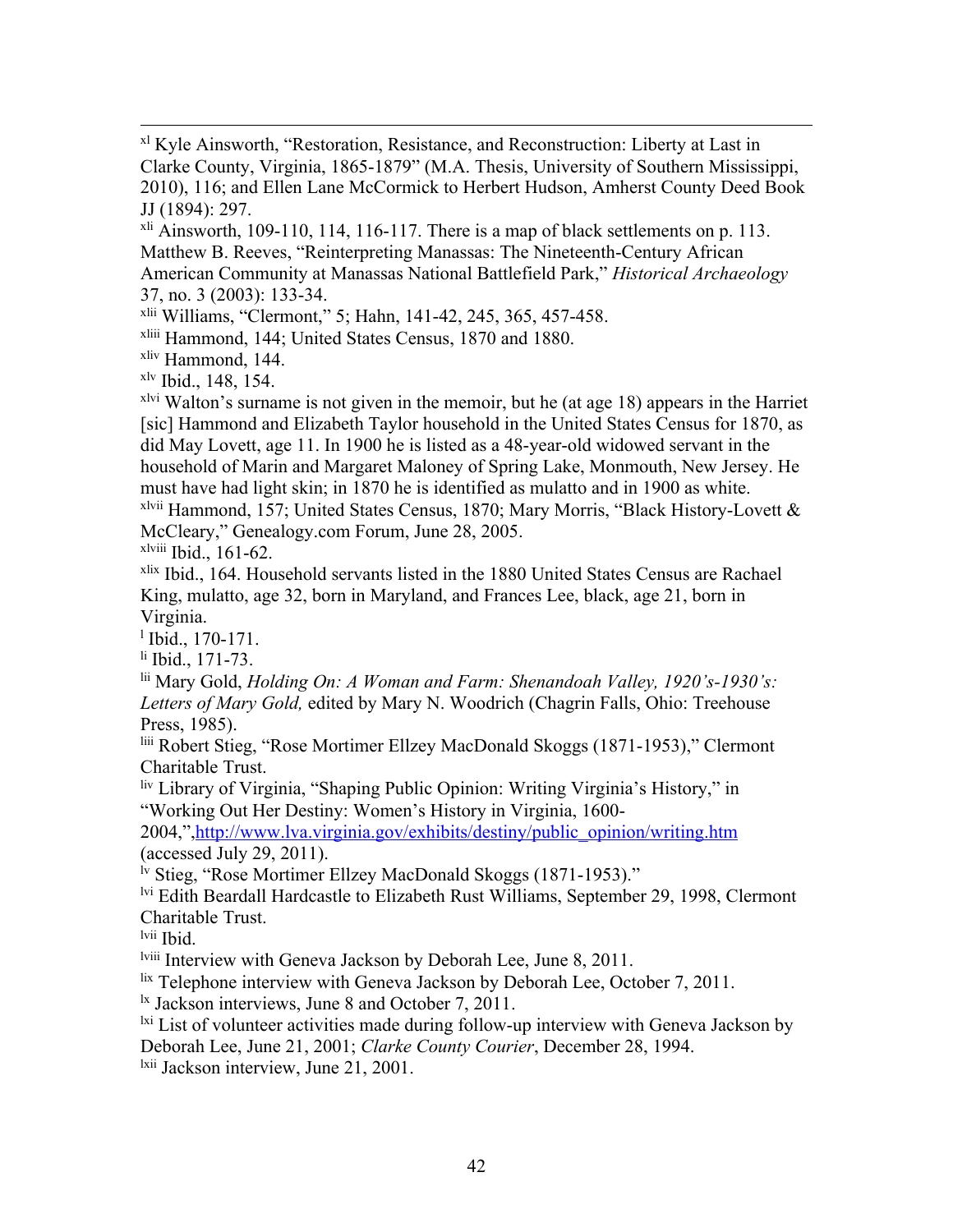[xl] Kyle Ainsworth, "Restoration, Resistance, and Reconstruction: Liberty at Last in Clarke County, Virginia, 1865-1879" (M.A. Thesis, University of Southern Mississippi, 2010), 116; and Ellen Lane McCormick to Herbert Hudson, Amherst County Deed Book JJ (1894): 297.

[xli] Ainsworth, 109-110, 114, 116-117. There is a map of black settlements on p. 113. Matthew B. Reeves, "Reinterpreting Manassas: The Nineteenth-Century African American Community at Manassas National Battlefield Park," *Historical Archaeology* 37, no. 3 (2003): 133-34.

[xlii] Williams, "Clermont," 5; Hahn, 141-42, 245, 365, 457-458.

[xliii] Hammond, 144; United States Census, 1870 and 1880.

[xliv] Hammond, 144.

[xlv] Ibid., 148, 154.

[xlvi] Walton's surname is not given in the memoir, but he (at age 18) appears in the Harriet [sic] Hammond and Elizabeth Taylor household in the United States Census for 1870, as did May Lovett, age 11. In 1900 he is listed as a 48-year-old widowed servant in the household of Marin and Margaret Maloney of Spring Lake, Monmouth, New Jersey. He must have had light skin; in 1870 he is identified as mulatto and in 1900 as white.

[xlvii] Hammond, 157; United States Census, 1870; Mary Morris, "Black History-Lovett & McCleary," Genealogy.com Forum, June 28, 2005.

[xlviii] Ibid., 161-62.

[xlix] Ibid., 164. Household servants listed in the 1880 United States Census are Rachael King, mulatto, age 32, born in Maryland, and Frances Lee, black, age 21, born in Virginia.

[l] Ibid., 170-171.

[li] Ibid., 171-73.

[lii] Mary Gold, *Holding On: A Woman and Farm: Shenandoah Valley, 1920's-1930's: Letters of Mary Gold,* edited by Mary N. Woodrich (Chagrin Falls, Ohio: Treehouse Press, 1985).

[liii] Robert Stieg, "Rose Mortimer Ellzey MacDonald Skoggs (1871-1953)," Clermont Charitable Trust.

[liv] Library of Virginia, "Shaping Public Opinion: Writing Virginia's History," in "Working Out Her Destiny: Women's History in Virginia, 1600-2004,",http://www.lva.virginia.gov/exhibits/destiny/public_opinion/writing.htm (accessed July 29, 2011).

[lv] Stieg, "Rose Mortimer Ellzey MacDonald Skoggs (1871-1953)."

[lvi] Edith Beardall Hardcastle to Elizabeth Rust Williams, September 29, 1998, Clermont Charitable Trust.

[lvii] Ibid.

[lviii] Interview with Geneva Jackson by Deborah Lee, June 8, 2011.

[lix] Telephone interview with Geneva Jackson by Deborah Lee, October 7, 2011.

[lx] Jackson interviews, June 8 and October 7, 2011.

[lxi] List of volunteer activities made during follow-up interview with Geneva Jackson by Deborah Lee, June 21, 2001; *Clarke County Courier*, December 28, 1994.

[lxii] Jackson interview, June 21, 2001.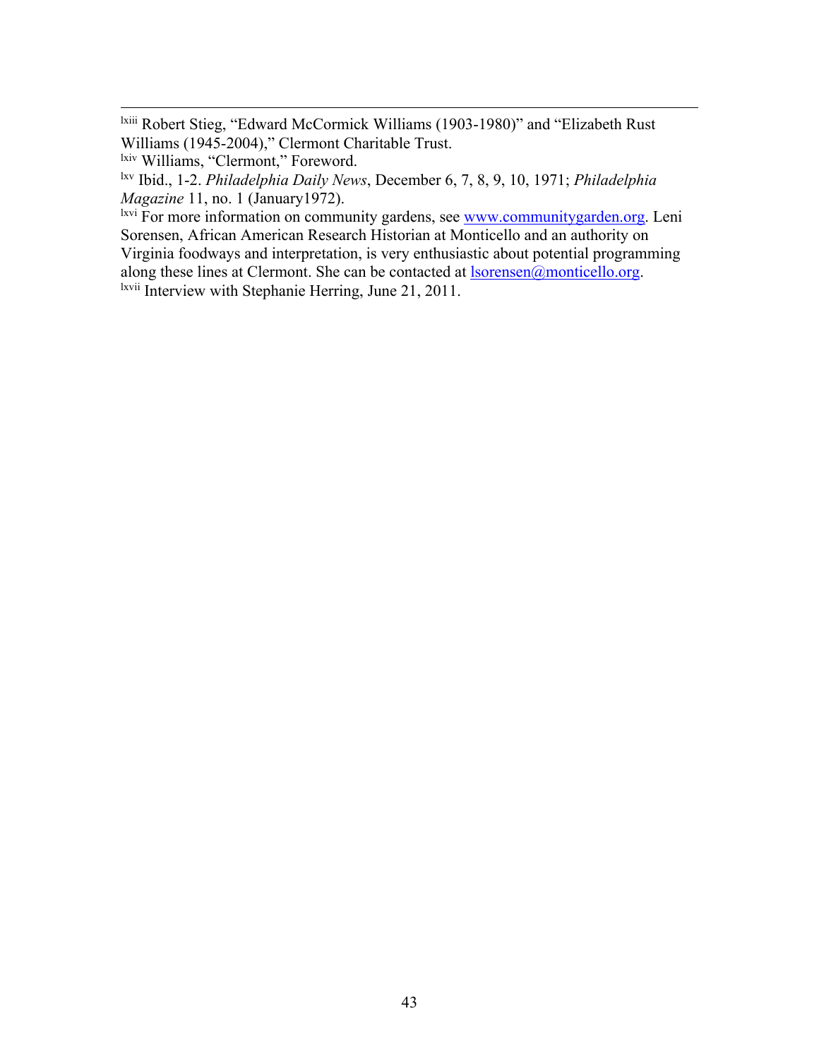---

[lxiii] Robert Stieg, "Edward McCormick Williams (1903-1980)" and "Elizabeth Rust Williams (1945-2004)," Clermont Charitable Trust.

[lxiv] Williams, "Clermont," Foreword.

[lxv] Ibid., 1-2. *Philadelphia Daily News*, December 6, 7, 8, 9, 10, 1971; *Philadelphia Magazine* 11, no. 1 (January1972).

[lxvi] For more information on community gardens, see [www.communitygarden.org](http://www.communitygarden.org). Leni Sorensen, African American Research Historian at Monticello and an authority on Virginia foodways and interpretation, is very enthusiastic about potential programming along these lines at Clermont. She can be contacted at [lsorensen@monticello.org](mailto:lsorensen@monticello.org).

[lxvii] Interview with Stephanie Herring, June 21, 2011.